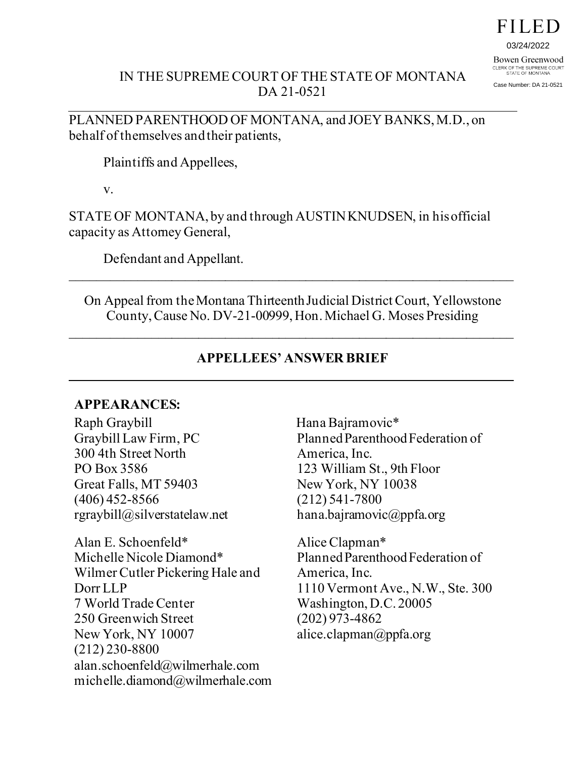FILED

03/24/2022

Bowen Greenwood
CLERK OF THE SUPREME COURT
STATE OF MONTANA

Case Number: DA 21-0521

IN THE SUPREME COURT OF THE STATE OF MONTANA
DA 21-0521

---

PLANNED PARENTHOOD OF MONTANA, and JOEY BANKS, M.D., on behalf of themselves and their patients,

Plaintiffs and Appellees,

v.

STATE OF MONTANA, by and through AUSTIN KNUDSEN, in his official capacity as Attorney General,

Defendant and Appellant.

---

On Appeal from the Montana Thirteenth Judicial District Court, Yellowstone County, Cause No. DV-21-00999, Hon. Michael G. Moses Presiding

---

## APPELLEES' ANSWER BRIEF

---

**APPEARANCES:**

Raph Graybill
Graybill Law Firm, PC
300 4th Street North
PO Box 3586
Great Falls, MT 59403
(406) 452-8566
rgraybill@silverstatelaw.net

Alan E. Schoenfeld*
Michelle Nicole Diamond*
Wilmer Cutler Pickering Hale and Dorr LLP
7 World Trade Center
250 Greenwich Street
New York, NY 10007
(212) 230-8800
alan.schoenfeld@wilmerhale.com
michelle.diamond@wilmerhale.com

Hana Bajramovic*
Planned Parenthood Federation of America, Inc.
123 William St., 9th Floor
New York, NY 10038
(212) 541-7800
hana.bajramovic@ppfa.org

Alice Clapman*
Planned Parenthood Federation of America, Inc.
1110 Vermont Ave., N.W., Ste. 300
Washington, D.C. 20005
(202) 973-4862
alice.clapman@ppfa.org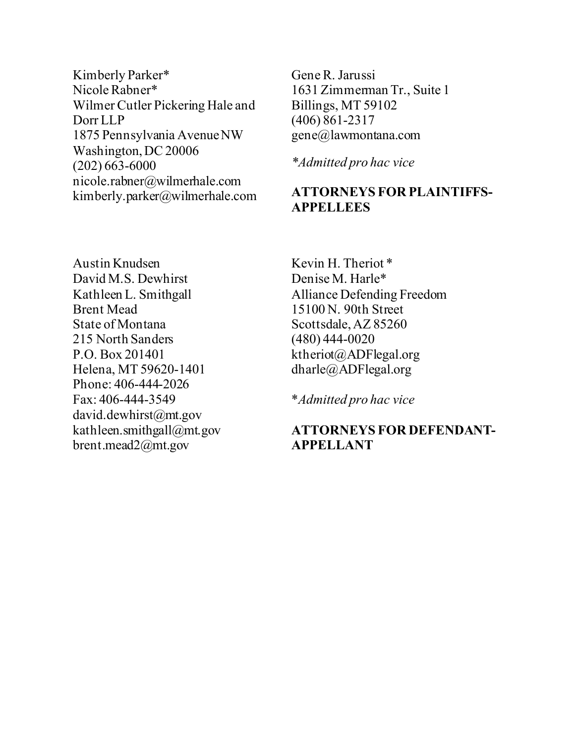Kimberly Parker*
Nicole Rabner*
Wilmer Cutler Pickering Hale and Dorr LLP
1875 Pennsylvania Avenue NW
Washington, DC 20006
(202) 663-6000
nicole.rabner@wilmerhale.com
kimberly.parker@wilmerhale.com

Gene R. Jarussi
1631 Zimmerman Tr., Suite 1
Billings, MT 59102
(406) 861-2317
gene@lawmontana.com

**Admitted pro hac vice*

**ATTORNEYS FOR PLAINTIFFS-APPELLEES**

Austin Knudsen
David M.S. Dewhirst
Kathleen L. Smithgall
Brent Mead
State of Montana
215 North Sanders
P.O. Box 201401
Helena, MT 59620-1401
Phone: 406-444-2026
Fax: 406-444-3549
david.dewhirst@mt.gov
kathleen.smithgall@mt.gov
brent.mead2@mt.gov

Kevin H. Theriot *
Denise M. Harle*
Alliance Defending Freedom
15100 N. 90th Street
Scottsdale, AZ 85260
(480) 444-0020
ktheriot@ADFlegal.org
dharle@ADFlegal.org

\**Admitted pro hac vice*

**ATTORNEYS FOR DEFENDANT-APPELLANT**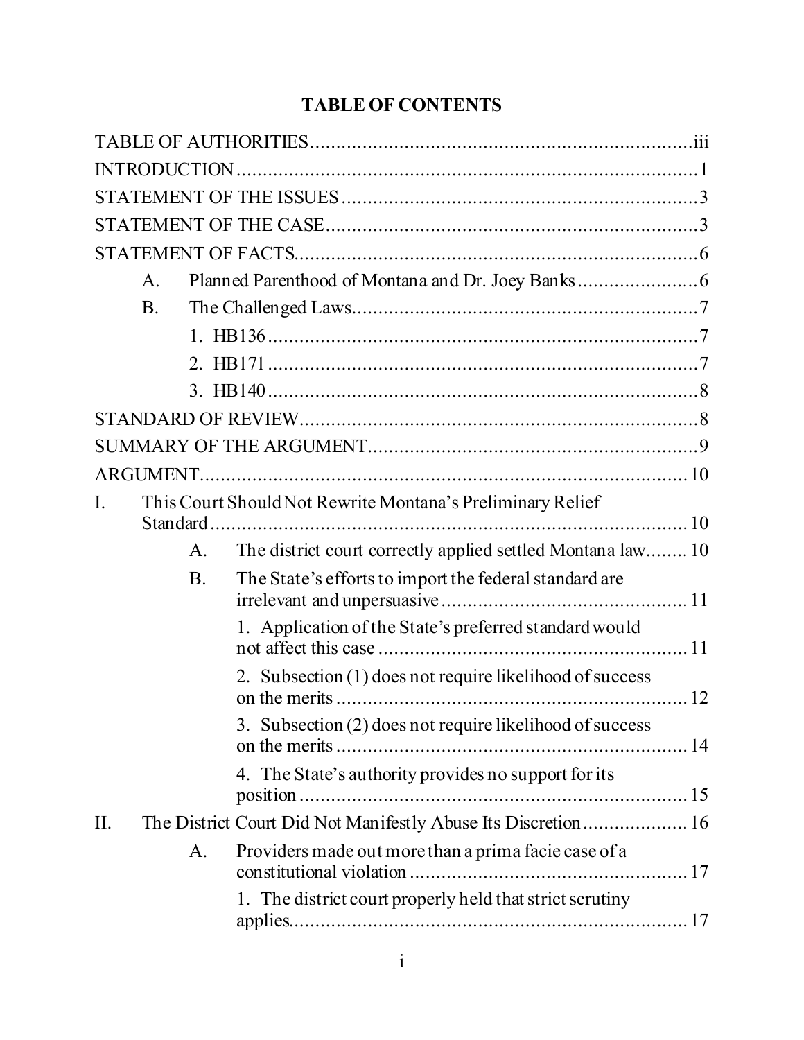# TABLE OF CONTENTS

TABLE OF AUTHORITIES .......... iii

INTRODUCTION .......... 1

STATEMENT OF THE ISSUES .......... 3

STATEMENT OF THE CASE .......... 3

STATEMENT OF FACTS .......... 6

- A. Planned Parenthood of Montana and Dr. Joey Banks .......... 6
- B. The Challenged Laws .......... 7
  1. HB136 .......... 7
  2. HB171 .......... 7
  3. HB140 .......... 8

STANDARD OF REVIEW .......... 8

SUMMARY OF THE ARGUMENT .......... 9

ARGUMENT .......... 10

I. This Court Should Not Rewrite Montana's Preliminary Relief Standard .......... 10
   - A. The district court correctly applied settled Montana law .......... 10
   - B. The State's efforts to import the federal standard are irrelevant and unpersuasive .......... 11
     1. Application of the State's preferred standard would not affect this case .......... 11
     2. Subsection (1) does not require likelihood of success on the merits .......... 12
     3. Subsection (2) does not require likelihood of success on the merits .......... 14
     4. The State's authority provides no support for its position .......... 15

II. The District Court Did Not Manifestly Abuse Its Discretion .......... 16
   - A. Providers made out more than a prima facie case of a constitutional violation .......... 17
     1. The district court properly held that strict scrutiny applies .......... 17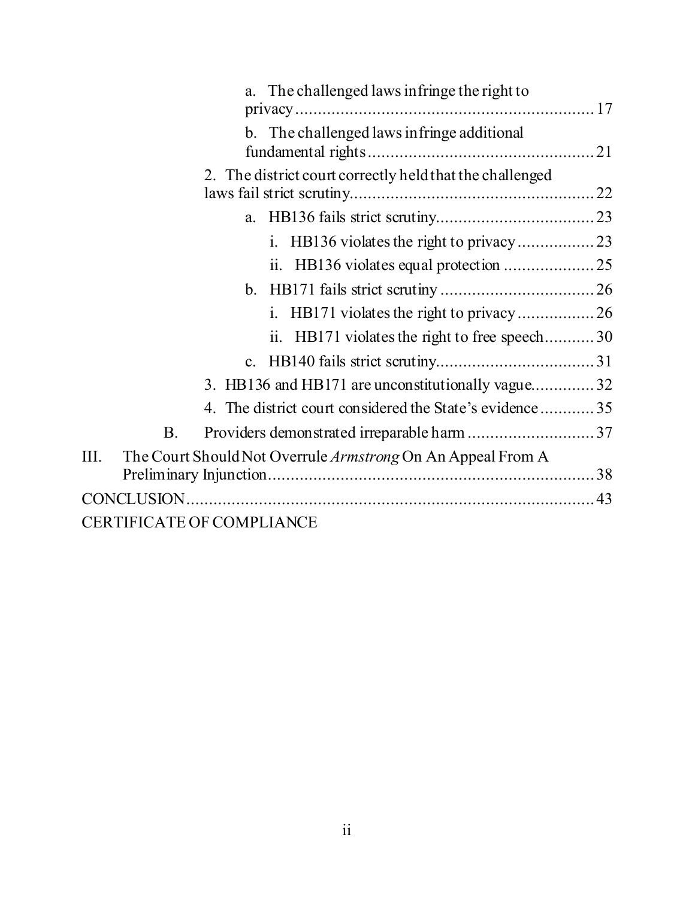a. The challenged laws infringe the right to privacy ........ 17

b. The challenged laws infringe additional fundamental rights ........ 21

2. The district court correctly held that the challenged laws fail strict scrutiny ........ 22

a. HB136 fails strict scrutiny ........ 23

i. HB136 violates the right to privacy ........ 23

ii. HB136 violates equal protection ........ 25

b. HB171 fails strict scrutiny ........ 26

i. HB171 violates the right to privacy ........ 26

ii. HB171 violates the right to free speech ........ 30

c. HB140 fails strict scrutiny ........ 31

3. HB136 and HB171 are unconstitutionally vague ........ 32

4. The district court considered the State's evidence ........ 35

B. Providers demonstrated irreparable harm ........ 37

III. The Court Should Not Overrule *Armstrong* On An Appeal From A Preliminary Injunction ........ 38

CONCLUSION ........ 43

CERTIFICATE OF COMPLIANCE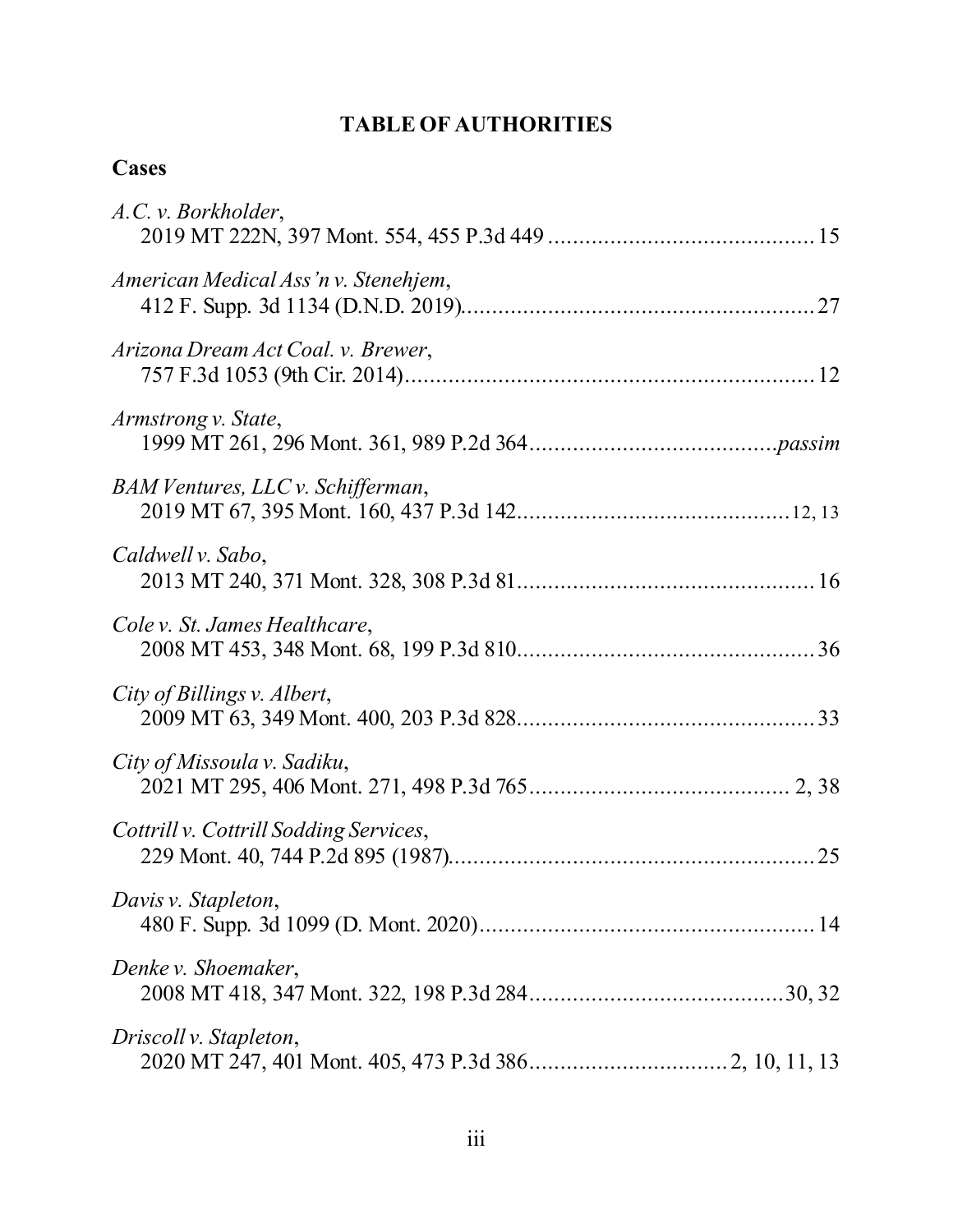# TABLE OF AUTHORITIES

## Cases

*A.C. v. Borkholder*,
2019 MT 222N, 397 Mont. 554, 455 P.3d 449 .......................................... 15

*American Medical Ass'n v. Stenehjem*,
412 F. Supp. 3d 1134 (D.N.D. 2019)........................................................ 27

*Arizona Dream Act Coal. v. Brewer*,
757 F.3d 1053 (9th Cir. 2014)................................................................. 12

*Armstrong v. State*,
1999 MT 261, 296 Mont. 361, 989 P.2d 364.......................................*passim*

*BAM Ventures, LLC v. Schifferman*,
2019 MT 67, 395 Mont. 160, 437 P.3d 142............................................12, 13

*Caldwell v. Sabo*,
2013 MT 240, 371 Mont. 328, 308 P.3d 81............................................... 16

*Cole v. St. James Healthcare*,
2008 MT 453, 348 Mont. 68, 199 P.3d 810............................................... 36

*City of Billings v. Albert*,
2009 MT 63, 349 Mont. 400, 203 P.3d 828............................................... 33

*City of Missoula v. Sadiku*,
2021 MT 295, 406 Mont. 271, 498 P.3d 765.......................................... 2, 38

*Cottrill v. Cottrill Sodding Services*,
229 Mont. 40, 744 P.2d 895 (1987).......................................................... 25

*Davis v. Stapleton*,
480 F. Supp. 3d 1099 (D. Mont. 2020)..................................................... 14

*Denke v. Shoemaker*,
2008 MT 418, 347 Mont. 322, 198 P.3d 284........................................30, 32

*Driscoll v. Stapleton*,
2020 MT 247, 401 Mont. 405, 473 P.3d 386...............................2, 10, 11, 13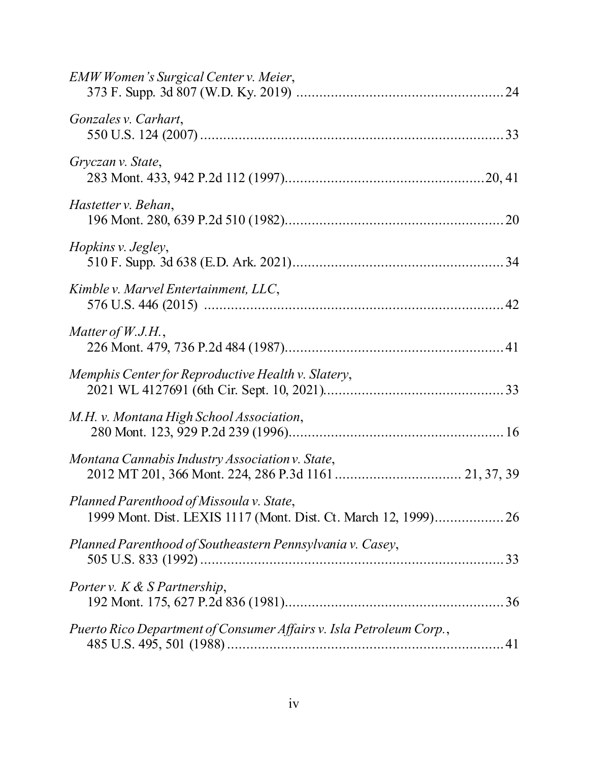*EMW Women's Surgical Center v. Meier*,
373 F. Supp. 3d 807 (W.D. Ky. 2019) ..................................................... 24

*Gonzales v. Carhart*,
550 U.S. 124 (2007) ............................................................................. 33

*Gryczan v. State*,
283 Mont. 433, 942 P.2d 112 (1997)................................................... 20, 41

*Hastetter v. Behan*,
196 Mont. 280, 639 P.2d 510 (1982)....................................................... 20

*Hopkins v. Jegley*,
510 F. Supp. 3d 638 (E.D. Ark. 2021)...................................................... 34

*Kimble v. Marvel Entertainment, LLC*,
576 U.S. 446 (2015) ............................................................................ 42

*Matter of W.J.H.*,
226 Mont. 479, 736 P.2d 484 (1987)........................................................ 41

*Memphis Center for Reproductive Health v. Slatery*,
2021 WL 4127691 (6th Cir. Sept. 10, 2021)............................................. 33

*M.H. v. Montana High School Association*,
280 Mont. 123, 929 P.2d 239 (1996)........................................................ 16

*Montana Cannabis Industry Association v. State*,
2012 MT 201, 366 Mont. 224, 286 P.3d 1161 ................................ 21, 37, 39

*Planned Parenthood of Missoula v. State*,
1999 Mont. Dist. LEXIS 1117 (Mont. Dist. Ct. March 12, 1999).................. 26

*Planned Parenthood of Southeastern Pennsylvania v. Casey*,
505 U.S. 833 (1992) ............................................................................. 33

*Porter v. K & S Partnership*,
192 Mont. 175, 627 P.2d 836 (1981)........................................................ 36

*Puerto Rico Department of Consumer Affairs v. Isla Petroleum Corp.*,
485 U.S. 495, 501 (1988) ....................................................................... 41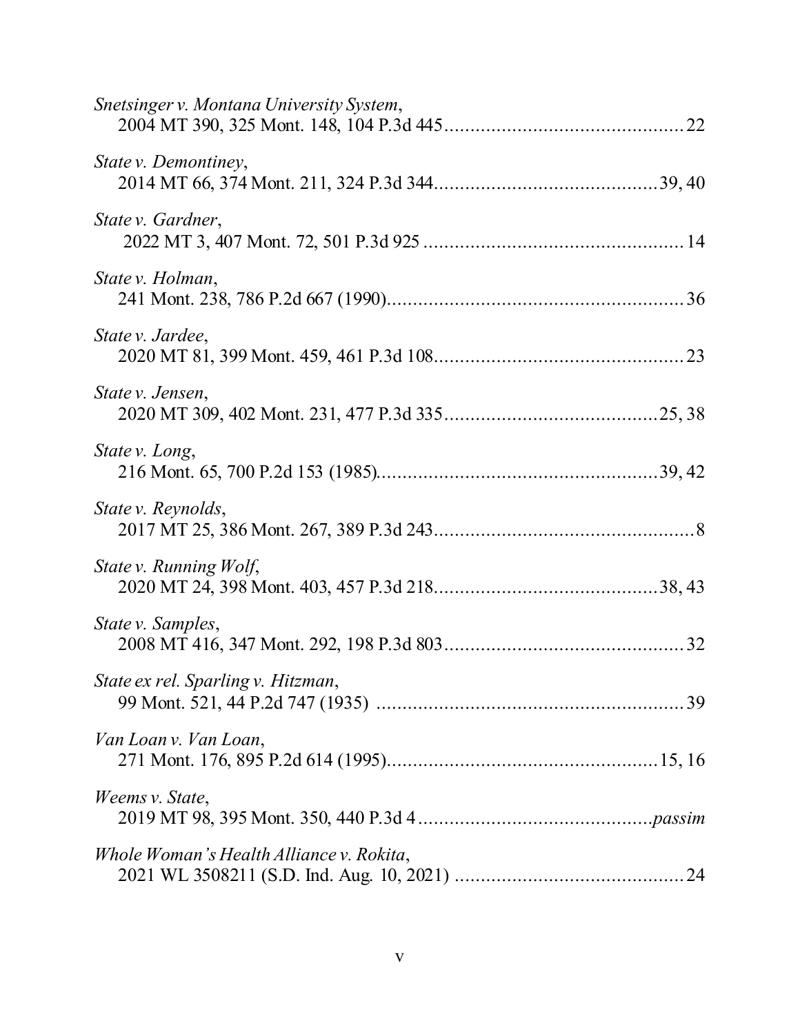*Snetsinger v. Montana University System*,
2004 MT 390, 325 Mont. 148, 104 P.3d 445 .......................................... 22

*State v. Demontiney*,
2014 MT 66, 374 Mont. 211, 324 P.3d 344 .......................................... 39, 40

*State v. Gardner*,
2022 MT 3, 407 Mont. 72, 501 P.3d 925 .......................................... 14

*State v. Holman*,
241 Mont. 238, 786 P.2d 667 (1990) .......................................... 36

*State v. Jardee*,
2020 MT 81, 399 Mont. 459, 461 P.3d 108 .......................................... 23

*State v. Jensen*,
2020 MT 309, 402 Mont. 231, 477 P.3d 335 .......................................... 25, 38

*State v. Long*,
216 Mont. 65, 700 P.2d 153 (1985) .......................................... 39, 42

*State v. Reynolds*,
2017 MT 25, 386 Mont. 267, 389 P.3d 243 .......................................... 8

*State v. Running Wolf*,
2020 MT 24, 398 Mont. 403, 457 P.3d 218 .......................................... 38, 43

*State v. Samples*,
2008 MT 416, 347 Mont. 292, 198 P.3d 803 .......................................... 32

*State ex rel. Sparling v. Hitzman*,
99 Mont. 521, 44 P.2d 747 (1935) .......................................... 39

*Van Loan v. Van Loan*,
271 Mont. 176, 895 P.2d 614 (1995) .......................................... 15, 16

*Weems v. State*,
2019 MT 98, 395 Mont. 350, 440 P.3d 4 .......................................... *passim*

*Whole Woman's Health Alliance v. Rokita*,
2021 WL 3508211 (S.D. Ind. Aug. 10, 2021) .......................................... 24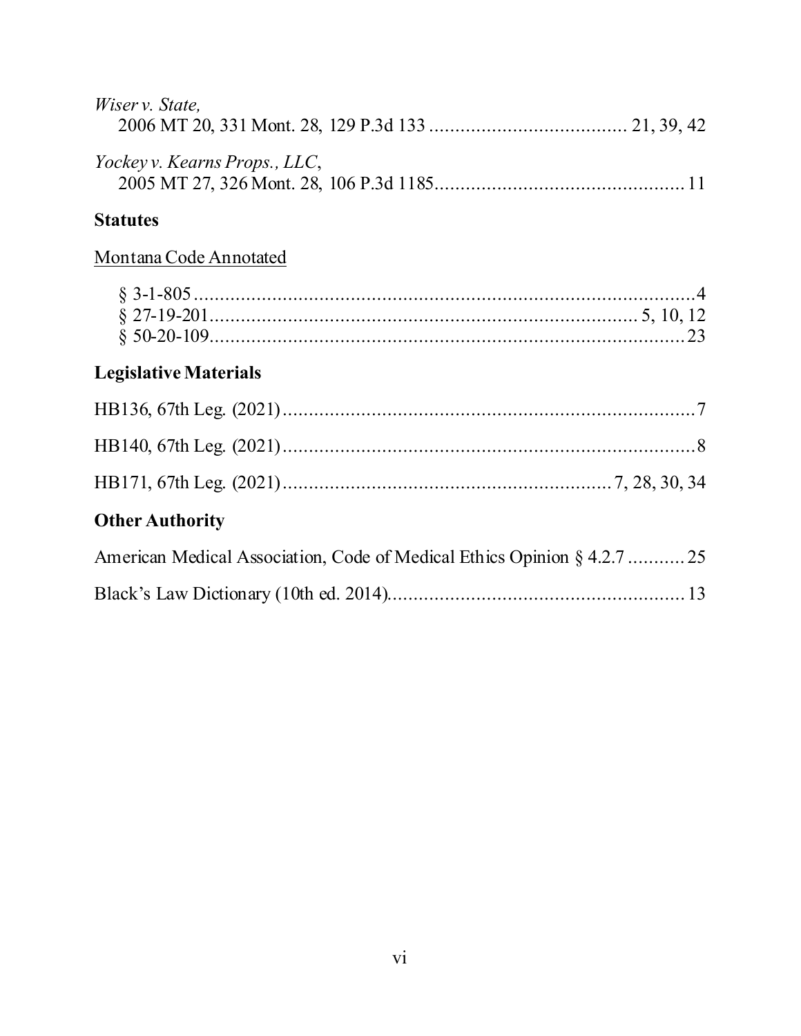*Wiser v. State*,
2006 MT 20, 331 Mont. 28, 129 P.3d 133 ...................................... 21, 39, 42

*Yockey v. Kearns Props., LLC*,
2005 MT 27, 326 Mont. 28, 106 P.3d 1185................................................ 11

## Statutes

Montana Code Annotated

§ 3-1-805..................................................................................................4
§ 27-19-201............................................................................... 5, 10, 12
§ 50-20-109..............................................................................................23

## Legislative Materials

HB136, 67th Leg. (2021)................................................................................7

HB140, 67th Leg. (2021)................................................................................8

HB171, 67th Leg. (2021)................................................................. 7, 28, 30, 34

## Other Authority

American Medical Association, Code of Medical Ethics Opinion § 4.2.7 ........... 25

Black's Law Dictionary (10th ed. 2014)......................................................... 13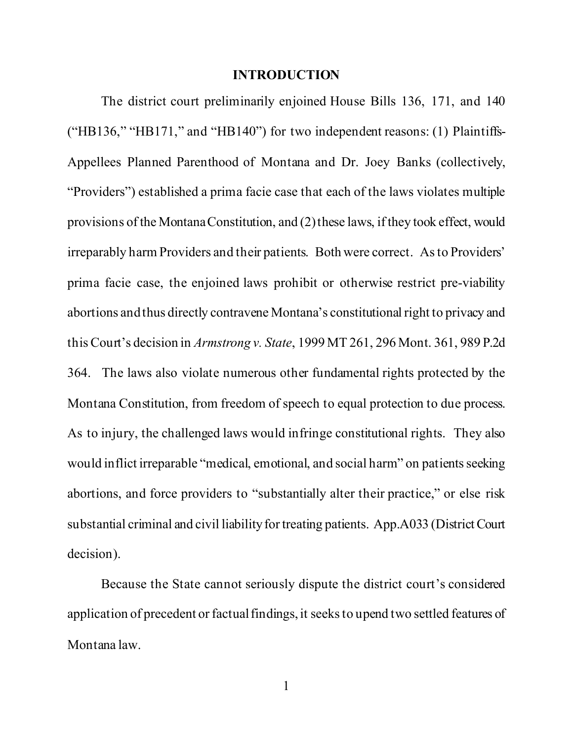# INTRODUCTION

The district court preliminarily enjoined House Bills 136, 171, and 140 ("HB136," "HB171," and "HB140") for two independent reasons: (1) Plaintiffs-Appellees Planned Parenthood of Montana and Dr. Joey Banks (collectively, "Providers") established a prima facie case that each of the laws violates multiple provisions of the Montana Constitution, and (2) these laws, if they took effect, would irreparably harm Providers and their patients. Both were correct. As to Providers' prima facie case, the enjoined laws prohibit or otherwise restrict pre-viability abortions and thus directly contravene Montana's constitutional right to privacy and this Court's decision in *Armstrong v. State*, 1999 MT 261, 296 Mont. 361, 989 P.2d 364. The laws also violate numerous other fundamental rights protected by the Montana Constitution, from freedom of speech to equal protection to due process. As to injury, the challenged laws would infringe constitutional rights. They also would inflict irreparable "medical, emotional, and social harm" on patients seeking abortions, and force providers to "substantially alter their practice," or else risk substantial criminal and civil liability for treating patients. App.A033 (District Court decision).

Because the State cannot seriously dispute the district court's considered application of precedent or factual findings, it seeks to upend two settled features of Montana law.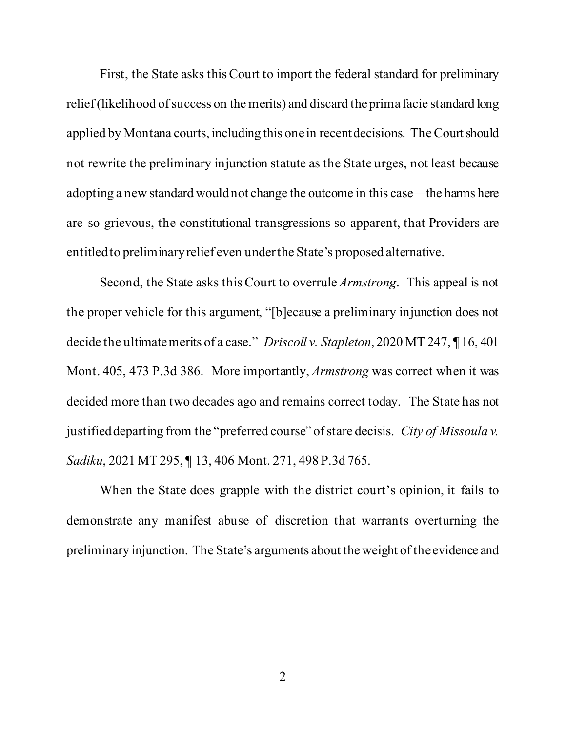First, the State asks this Court to import the federal standard for preliminary relief (likelihood of success on the merits) and discard the prima facie standard long applied by Montana courts, including this one in recent decisions. The Court should not rewrite the preliminary injunction statute as the State urges, not least because adopting a new standard would not change the outcome in this case—the harms here are so grievous, the constitutional transgressions so apparent, that Providers are entitled to preliminary relief even under the State's proposed alternative.

Second, the State asks this Court to overrule *Armstrong*. This appeal is not the proper vehicle for this argument, "[b]ecause a preliminary injunction does not decide the ultimate merits of a case." *Driscoll v. Stapleton*, 2020 MT 247, ¶ 16, 401 Mont. 405, 473 P.3d 386. More importantly, *Armstrong* was correct when it was decided more than two decades ago and remains correct today. The State has not justified departing from the "preferred course" of stare decisis. *City of Missoula v. Sadiku*, 2021 MT 295, ¶ 13, 406 Mont. 271, 498 P.3d 765.

When the State does grapple with the district court's opinion, it fails to demonstrate any manifest abuse of discretion that warrants overturning the preliminary injunction. The State's arguments about the weight of the evidence and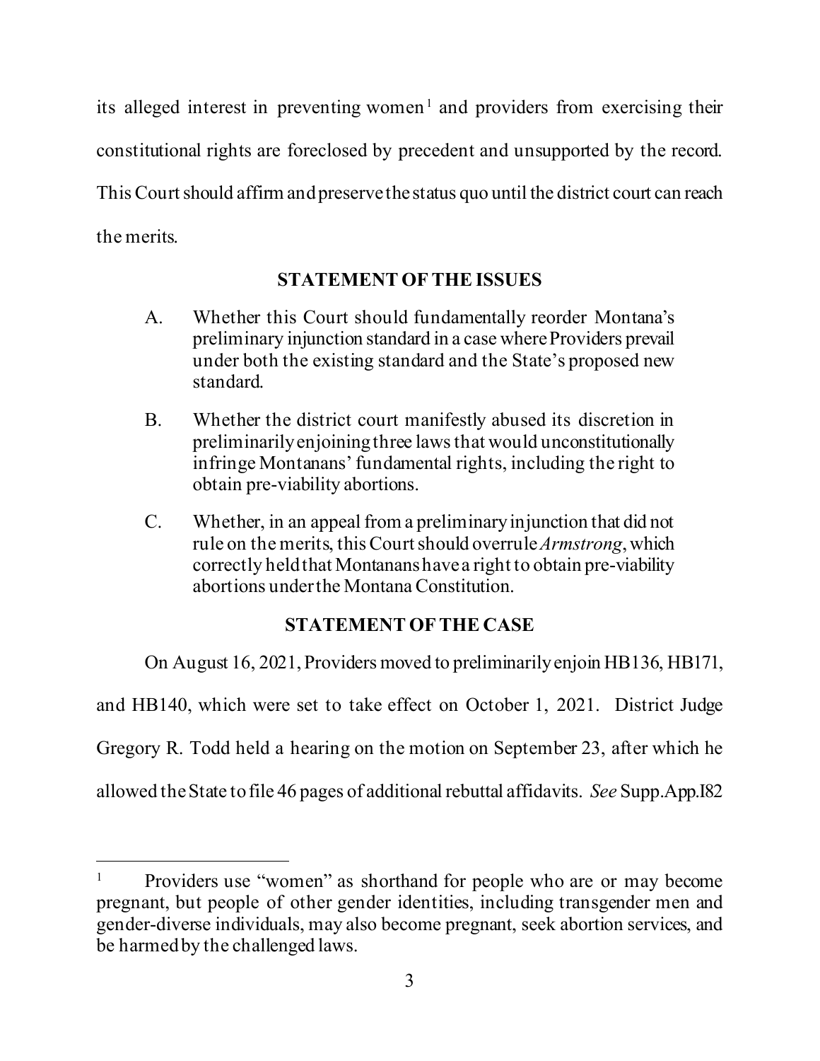its alleged interest in preventing women[1] and providers from exercising their constitutional rights are foreclosed by precedent and unsupported by the record. This Court should affirm and preserve the status quo until the district court can reach the merits.

## STATEMENT OF THE ISSUES

A. Whether this Court should fundamentally reorder Montana's preliminary injunction standard in a case where Providers prevail under both the existing standard and the State's proposed new standard.

B. Whether the district court manifestly abused its discretion in preliminarily enjoining three laws that would unconstitutionally infringe Montanans' fundamental rights, including the right to obtain pre-viability abortions.

C. Whether, in an appeal from a preliminary injunction that did not rule on the merits, this Court should overrule *Armstrong*, which correctly held that Montanans have a right to obtain pre-viability abortions under the Montana Constitution.

## STATEMENT OF THE CASE

On August 16, 2021, Providers moved to preliminarily enjoin HB136, HB171, and HB140, which were set to take effect on October 1, 2021. District Judge Gregory R. Todd held a hearing on the motion on September 23, after which he allowed the State to file 46 pages of additional rebuttal affidavits. *See* Supp.App.I82

---

[1] Providers use "women" as shorthand for people who are or may become pregnant, but people of other gender identities, including transgender men and gender-diverse individuals, may also become pregnant, seek abortion services, and be harmed by the challenged laws.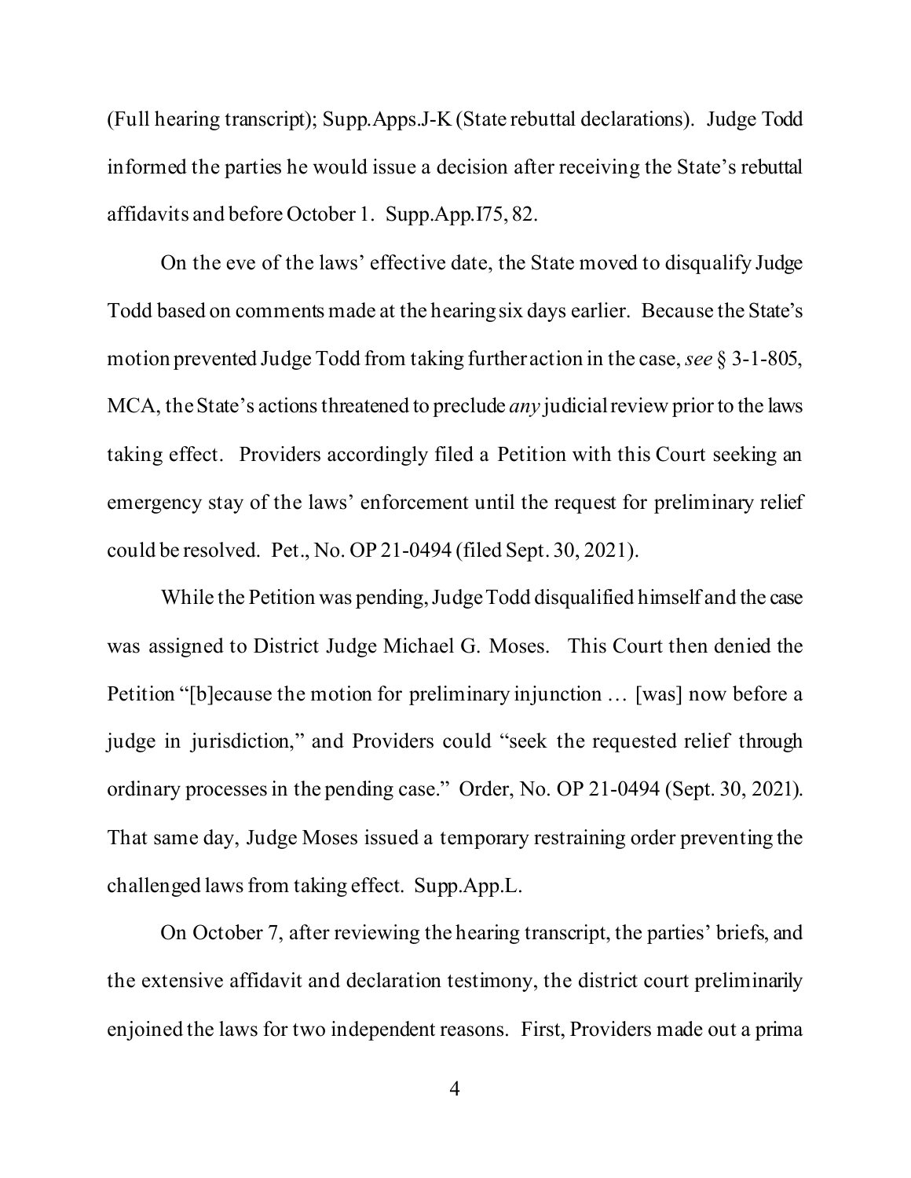(Full hearing transcript); Supp.Apps.J-K (State rebuttal declarations). Judge Todd informed the parties he would issue a decision after receiving the State's rebuttal affidavits and before October 1. Supp.App.I75, 82.

On the eve of the laws' effective date, the State moved to disqualify Judge Todd based on comments made at the hearing six days earlier. Because the State's motion prevented Judge Todd from taking further action in the case, *see* § 3-1-805, MCA, the State's actions threatened to preclude *any* judicial review prior to the laws taking effect. Providers accordingly filed a Petition with this Court seeking an emergency stay of the laws' enforcement until the request for preliminary relief could be resolved. Pet., No. OP 21-0494 (filed Sept. 30, 2021).

While the Petition was pending, Judge Todd disqualified himself and the case was assigned to District Judge Michael G. Moses. This Court then denied the Petition "[b]ecause the motion for preliminary injunction … [was] now before a judge in jurisdiction," and Providers could "seek the requested relief through ordinary processes in the pending case." Order, No. OP 21-0494 (Sept. 30, 2021). That same day, Judge Moses issued a temporary restraining order preventing the challenged laws from taking effect. Supp.App.L.

On October 7, after reviewing the hearing transcript, the parties' briefs, and the extensive affidavit and declaration testimony, the district court preliminarily enjoined the laws for two independent reasons. First, Providers made out a prima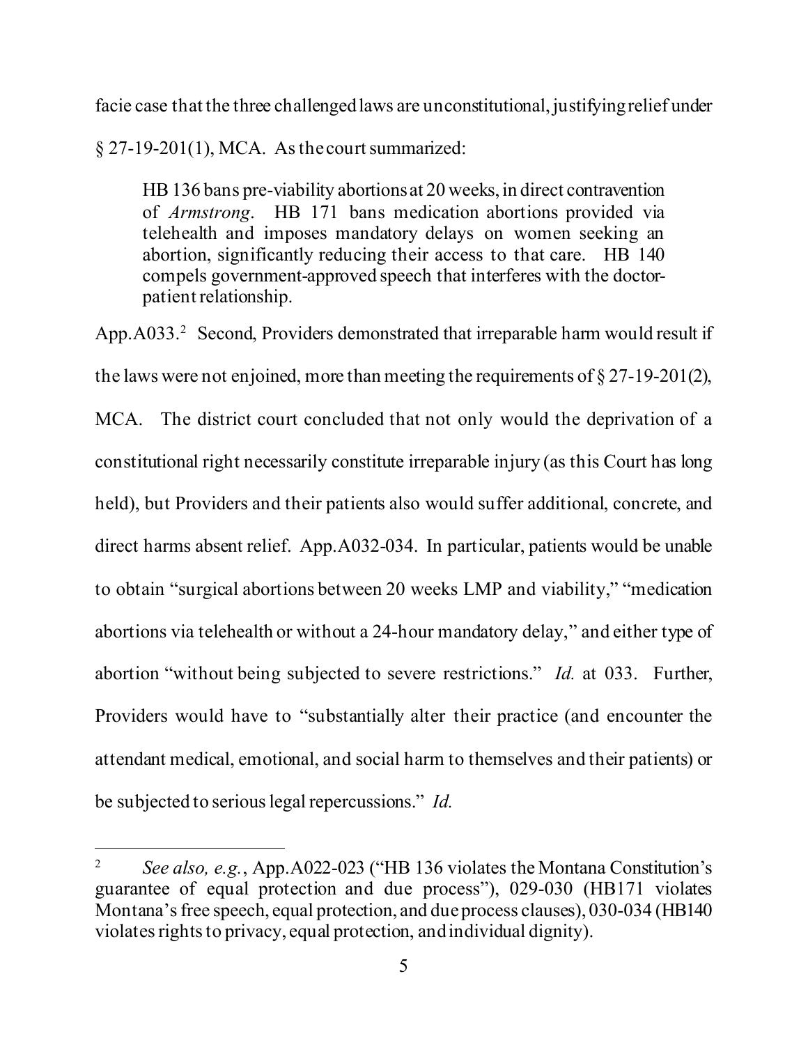facie case that the three challenged laws are unconstitutional, justifying relief under § 27-19-201(1), MCA. As the court summarized:

> HB 136 bans pre-viability abortions at 20 weeks, in direct contravention of *Armstrong*. HB 171 bans medication abortions provided via telehealth and imposes mandatory delays on women seeking an abortion, significantly reducing their access to that care. HB 140 compels government-approved speech that interferes with the doctor-patient relationship.

App.A033.[2] Second, Providers demonstrated that irreparable harm would result if the laws were not enjoined, more than meeting the requirements of § 27-19-201(2), MCA. The district court concluded that not only would the deprivation of a constitutional right necessarily constitute irreparable injury (as this Court has long held), but Providers and their patients also would suffer additional, concrete, and direct harms absent relief. App.A032-034. In particular, patients would be unable to obtain "surgical abortions between 20 weeks LMP and viability," "medication abortions via telehealth or without a 24-hour mandatory delay," and either type of abortion "without being subjected to severe restrictions." *Id.* at 033. Further, Providers would have to "substantially alter their practice (and encounter the attendant medical, emotional, and social harm to themselves and their patients) or be subjected to serious legal repercussions." *Id.*

---

[2] *See also, e.g.*, App.A022-023 ("HB 136 violates the Montana Constitution's guarantee of equal protection and due process"), 029-030 (HB171 violates Montana's free speech, equal protection, and due process clauses), 030-034 (HB140 violates rights to privacy, equal protection, and individual dignity).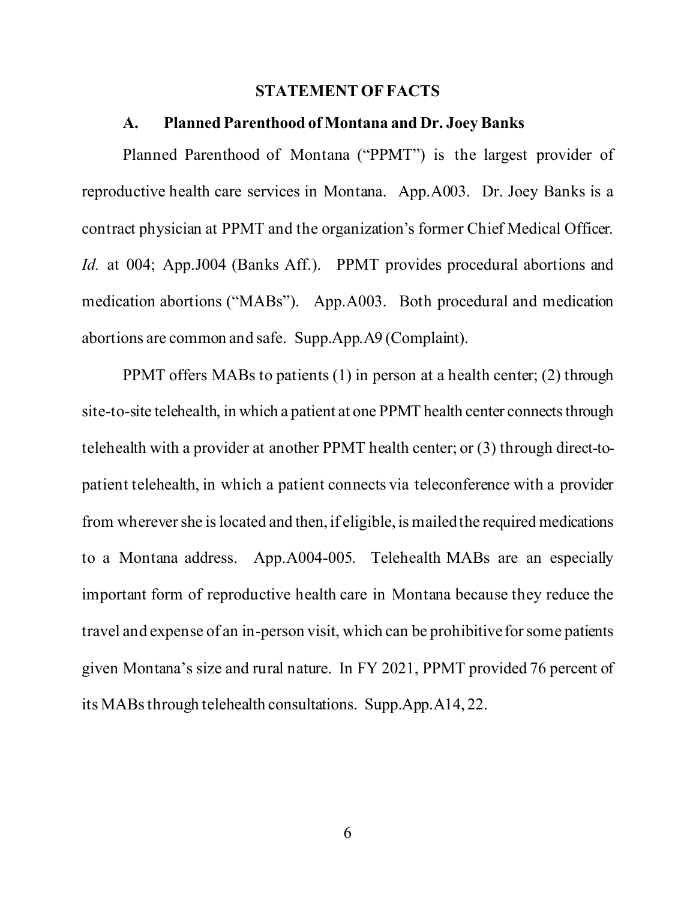## STATEMENT OF FACTS

### A. Planned Parenthood of Montana and Dr. Joey Banks

Planned Parenthood of Montana ("PPMT") is the largest provider of reproductive health care services in Montana. App.A003. Dr. Joey Banks is a contract physician at PPMT and the organization's former Chief Medical Officer. *Id.* at 004; App.J004 (Banks Aff.). PPMT provides procedural abortions and medication abortions ("MABs"). App.A003. Both procedural and medication abortions are common and safe. Supp.App.A9 (Complaint).

PPMT offers MABs to patients (1) in person at a health center; (2) through site-to-site telehealth, in which a patient at one PPMT health center connects through telehealth with a provider at another PPMT health center; or (3) through direct-to-patient telehealth, in which a patient connects via teleconference with a provider from wherever she is located and then, if eligible, is mailed the required medications to a Montana address. App.A004-005. Telehealth MABs are an especially important form of reproductive health care in Montana because they reduce the travel and expense of an in-person visit, which can be prohibitive for some patients given Montana's size and rural nature. In FY 2021, PPMT provided 76 percent of its MABs through telehealth consultations. Supp.App.A14, 22.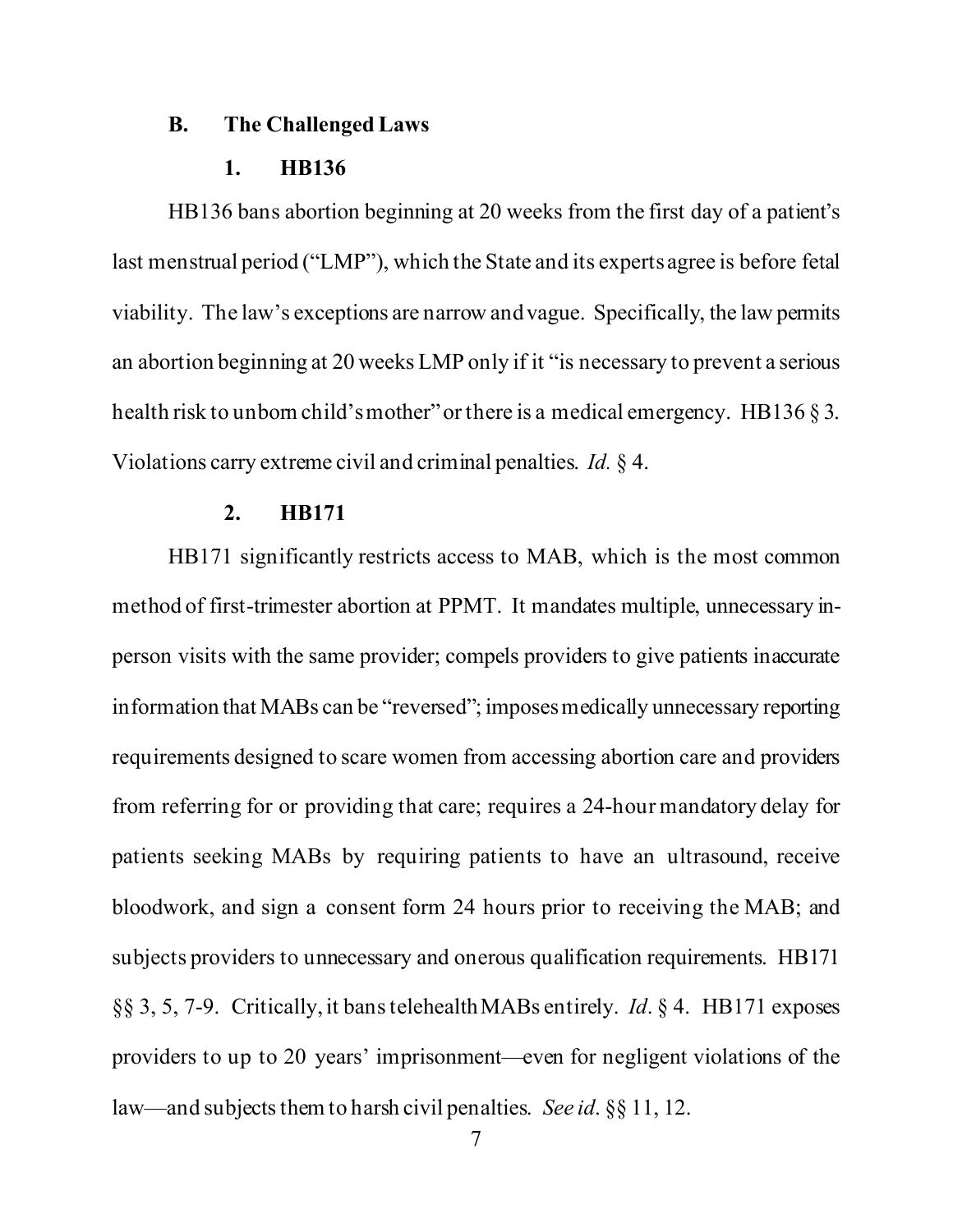### B. The Challenged Laws

#### 1. HB136

HB136 bans abortion beginning at 20 weeks from the first day of a patient's last menstrual period ("LMP"), which the State and its experts agree is before fetal viability. The law's exceptions are narrow and vague. Specifically, the law permits an abortion beginning at 20 weeks LMP only if it "is necessary to prevent a serious health risk to unborn child's mother" or there is a medical emergency. HB136 § 3. Violations carry extreme civil and criminal penalties. *Id.* § 4.

#### 2. HB171

HB171 significantly restricts access to MAB, which is the most common method of first-trimester abortion at PPMT. It mandates multiple, unnecessary in-person visits with the same provider; compels providers to give patients inaccurate information that MABs can be "reversed"; imposes medically unnecessary reporting requirements designed to scare women from accessing abortion care and providers from referring for or providing that care; requires a 24-hour mandatory delay for patients seeking MABs by requiring patients to have an ultrasound, receive bloodwork, and sign a consent form 24 hours prior to receiving the MAB; and subjects providers to unnecessary and onerous qualification requirements. HB171 §§ 3, 5, 7-9. Critically, it bans telehealth MABs entirely. *Id.* § 4. HB171 exposes providers to up to 20 years' imprisonment—even for negligent violations of the law—and subjects them to harsh civil penalties. *See id.* §§ 11, 12.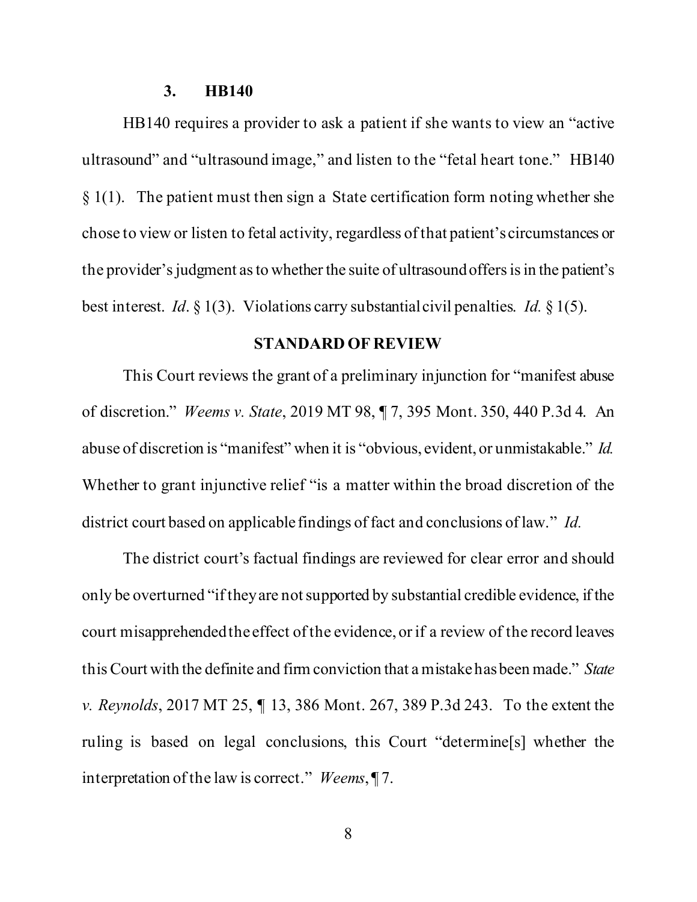### 3. HB140

HB140 requires a provider to ask a patient if she wants to view an "active ultrasound" and "ultrasound image," and listen to the "fetal heart tone." HB140 § 1(1). The patient must then sign a State certification form noting whether she chose to view or listen to fetal activity, regardless of that patient's circumstances or the provider's judgment as to whether the suite of ultrasound offers is in the patient's best interest. *Id*. § 1(3). Violations carry substantial civil penalties. *Id.* § 1(5).

## STANDARD OF REVIEW

This Court reviews the grant of a preliminary injunction for "manifest abuse of discretion." *Weems v. State*, 2019 MT 98, ¶ 7, 395 Mont. 350, 440 P.3d 4. An abuse of discretion is "manifest" when it is "obvious, evident, or unmistakable." *Id.* Whether to grant injunctive relief "is a matter within the broad discretion of the district court based on applicable findings of fact and conclusions of law." *Id.*

The district court's factual findings are reviewed for clear error and should only be overturned "if they are not supported by substantial credible evidence, if the court misapprehended the effect of the evidence, or if a review of the record leaves this Court with the definite and firm conviction that a mistake has been made." *State v. Reynolds*, 2017 MT 25, ¶ 13, 386 Mont. 267, 389 P.3d 243. To the extent the ruling is based on legal conclusions, this Court "determine[s] whether the interpretation of the law is correct." *Weems*, ¶ 7.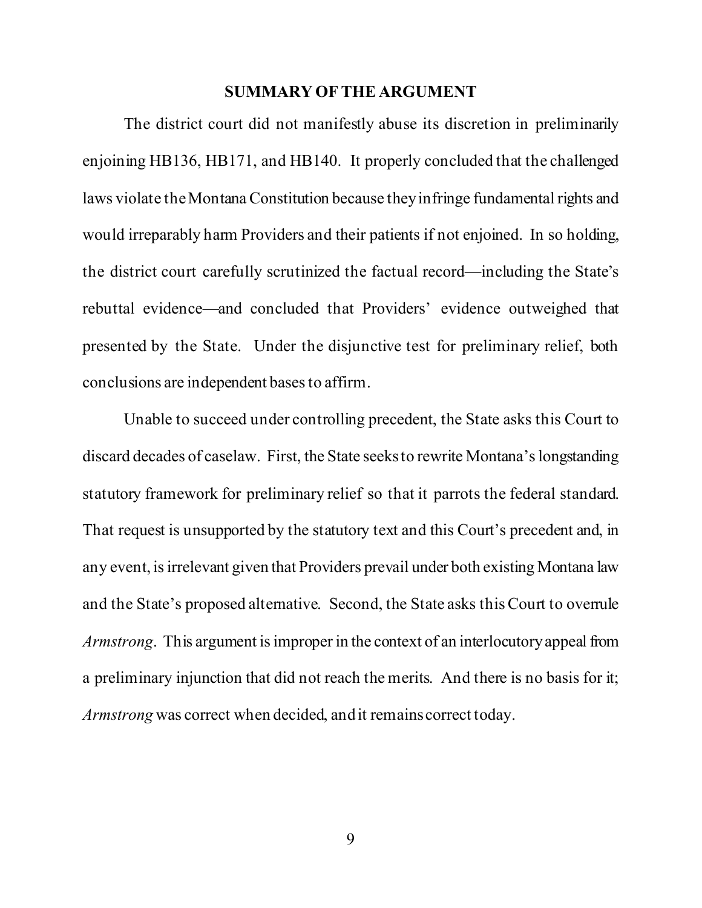## SUMMARY OF THE ARGUMENT

The district court did not manifestly abuse its discretion in preliminarily enjoining HB136, HB171, and HB140. It properly concluded that the challenged laws violate the Montana Constitution because they infringe fundamental rights and would irreparably harm Providers and their patients if not enjoined. In so holding, the district court carefully scrutinized the factual record—including the State's rebuttal evidence—and concluded that Providers' evidence outweighed that presented by the State. Under the disjunctive test for preliminary relief, both conclusions are independent bases to affirm.

Unable to succeed under controlling precedent, the State asks this Court to discard decades of caselaw. First, the State seeks to rewrite Montana's longstanding statutory framework for preliminary relief so that it parrots the federal standard. That request is unsupported by the statutory text and this Court's precedent and, in any event, is irrelevant given that Providers prevail under both existing Montana law and the State's proposed alternative. Second, the State asks this Court to overrule *Armstrong*. This argument is improper in the context of an interlocutory appeal from a preliminary injunction that did not reach the merits. And there is no basis for it; *Armstrong* was correct when decided, and it remains correct today.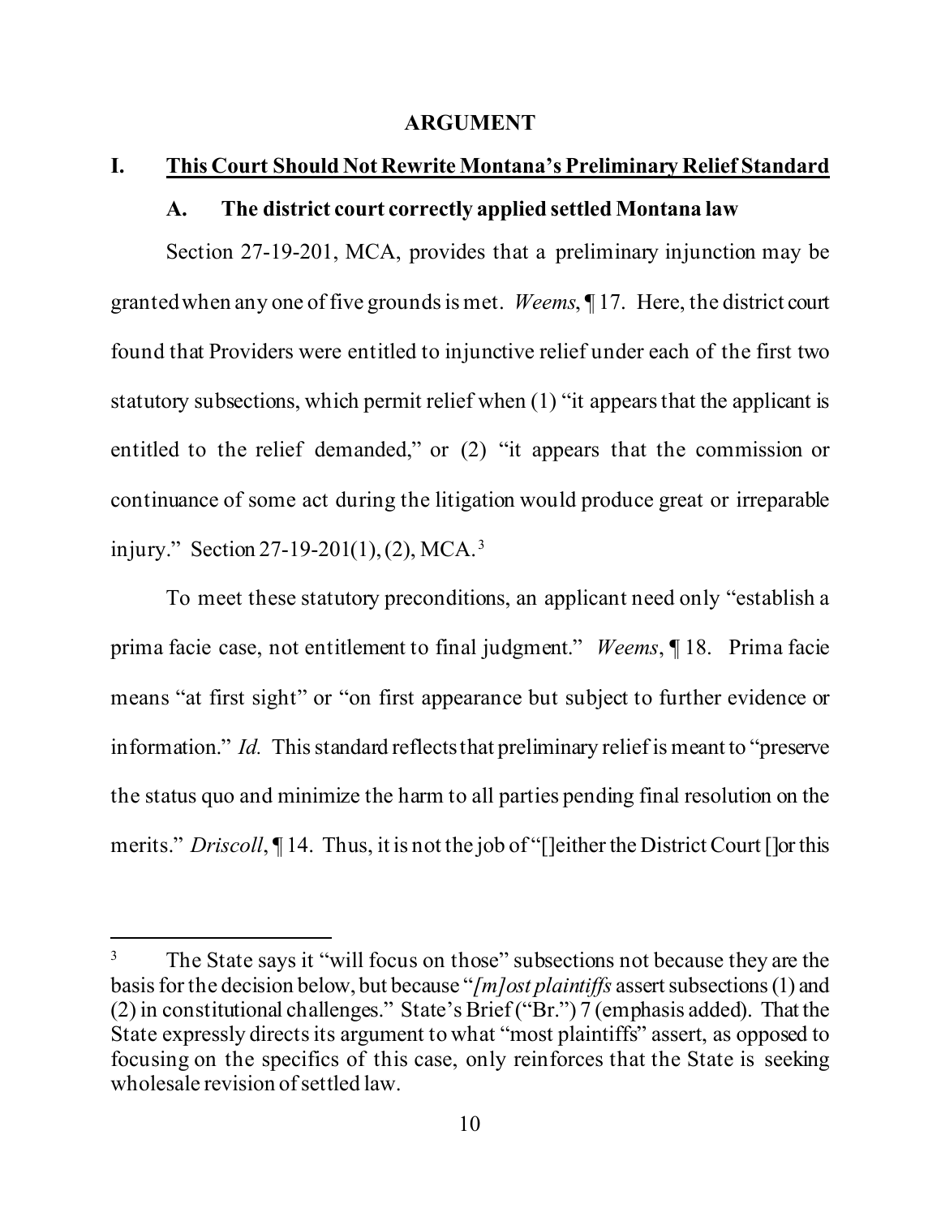**ARGUMENT**

## I. <u>This Court Should Not Rewrite Montana's Preliminary Relief Standard</u>

### A. The district court correctly applied settled Montana law

Section 27-19-201, MCA, provides that a preliminary injunction may be granted when any one of five grounds is met. *Weems*, ¶ 17. Here, the district court found that Providers were entitled to injunctive relief under each of the first two statutory subsections, which permit relief when (1) "it appears that the applicant is entitled to the relief demanded," or (2) "it appears that the commission or continuance of some act during the litigation would produce great or irreparable injury." Section 27-19-201(1), (2), MCA.[3]

To meet these statutory preconditions, an applicant need only "establish a prima facie case, not entitlement to final judgment." *Weems*, ¶ 18. Prima facie means "at first sight" or "on first appearance but subject to further evidence or information." *Id.* This standard reflects that preliminary relief is meant to "preserve the status quo and minimize the harm to all parties pending final resolution on the merits." *Driscoll*, ¶ 14. Thus, it is not the job of "[]either the District Court []or this

---

[3] The State says it "will focus on those" subsections not because they are the basis for the decision below, but because "*[m]ost plaintiffs* assert subsections (1) and (2) in constitutional challenges." State's Brief ("Br.") 7 (emphasis added). That the State expressly directs its argument to what "most plaintiffs" assert, as opposed to focusing on the specifics of this case, only reinforces that the State is seeking wholesale revision of settled law.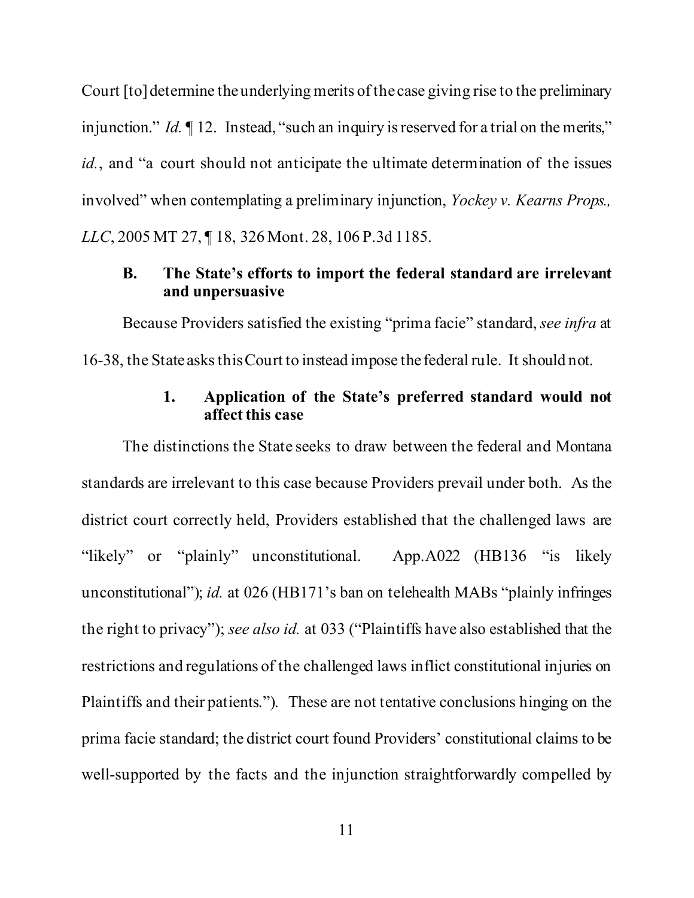Court [to] determine the underlying merits of the case giving rise to the preliminary injunction." *Id.* ¶ 12. Instead, "such an inquiry is reserved for a trial on the merits," *id.*, and "a court should not anticipate the ultimate determination of the issues involved" when contemplating a preliminary injunction, *Yockey v. Kearns Props., LLC*, 2005 MT 27, ¶ 18, 326 Mont. 28, 106 P.3d 1185.

### B. The State's efforts to import the federal standard are irrelevant and unpersuasive

Because Providers satisfied the existing "prima facie" standard, *see infra* at 16-38, the State asks this Court to instead impose the federal rule. It should not.

#### 1. Application of the State's preferred standard would not affect this case

The distinctions the State seeks to draw between the federal and Montana standards are irrelevant to this case because Providers prevail under both. As the district court correctly held, Providers established that the challenged laws are "likely" or "plainly" unconstitutional. App.A022 (HB136 "is likely unconstitutional"); *id.* at 026 (HB171's ban on telehealth MABs "plainly infringes the right to privacy"); *see also id.* at 033 ("Plaintiffs have also established that the restrictions and regulations of the challenged laws inflict constitutional injuries on Plaintiffs and their patients."). These are not tentative conclusions hinging on the prima facie standard; the district court found Providers' constitutional claims to be well-supported by the facts and the injunction straightforwardly compelled by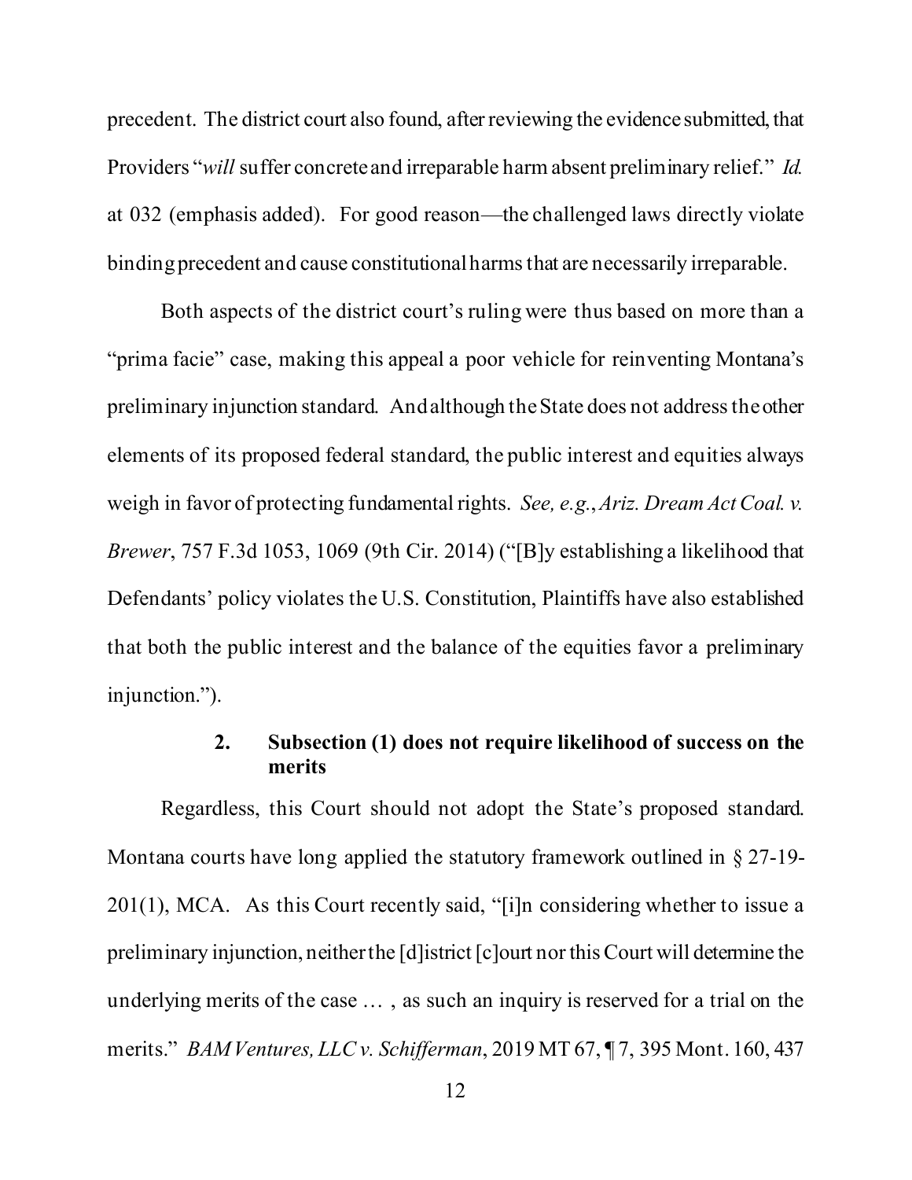precedent. The district court also found, after reviewing the evidence submitted, that Providers "*will* suffer concrete and irreparable harm absent preliminary relief." *Id.* at 032 (emphasis added). For good reason—the challenged laws directly violate binding precedent and cause constitutional harms that are necessarily irreparable.

Both aspects of the district court's ruling were thus based on more than a "prima facie" case, making this appeal a poor vehicle for reinventing Montana's preliminary injunction standard. And although the State does not address the other elements of its proposed federal standard, the public interest and equities always weigh in favor of protecting fundamental rights. *See, e.g.*, *Ariz. Dream Act Coal. v. Brewer*, 757 F.3d 1053, 1069 (9th Cir. 2014) ("[B]y establishing a likelihood that Defendants' policy violates the U.S. Constitution, Plaintiffs have also established that both the public interest and the balance of the equities favor a preliminary injunction.").

### 2. Subsection (1) does not require likelihood of success on the merits

Regardless, this Court should not adopt the State's proposed standard. Montana courts have long applied the statutory framework outlined in § 27-19-201(1), MCA. As this Court recently said, "[i]n considering whether to issue a preliminary injunction, neither the [d]istrict [c]ourt nor this Court will determine the underlying merits of the case … , as such an inquiry is reserved for a trial on the merits." *BAM Ventures, LLC v. Schifferman*, 2019 MT 67, ¶ 7, 395 Mont. 160, 437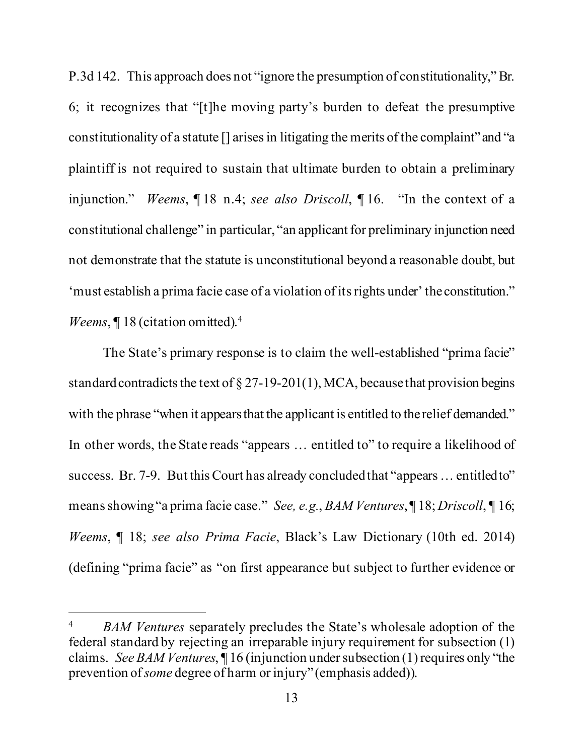P.3d 142. This approach does not "ignore the presumption of constitutionality," Br. 6; it recognizes that "[t]he moving party's burden to defeat the presumptive constitutionality of a statute [] arises in litigating the merits of the complaint" and "a plaintiff is not required to sustain that ultimate burden to obtain a preliminary injunction." *Weems*, ¶ 18 n.4; *see also Driscoll*, ¶ 16. "In the context of a constitutional challenge" in particular, "an applicant for preliminary injunction need not demonstrate that the statute is unconstitutional beyond a reasonable doubt, but 'must establish a prima facie case of a violation of its rights under' the constitution." *Weems*, ¶ 18 (citation omitted).[4]

The State's primary response is to claim the well-established "prima facie" standard contradicts the text of § 27-19-201(1), MCA, because that provision begins with the phrase "when it appears that the applicant is entitled to the relief demanded." In other words, the State reads "appears … entitled to" to require a likelihood of success. Br. 7-9. But this Court has already concluded that "appears … entitled to" means showing "a prima facie case." *See, e.g.*, *BAM Ventures*, ¶ 18; *Driscoll*, ¶ 16; *Weems*, ¶ 18; *see also Prima Facie*, Black's Law Dictionary (10th ed. 2014) (defining "prima facie" as "on first appearance but subject to further evidence or

---

[4] *BAM Ventures* separately precludes the State's wholesale adoption of the federal standard by rejecting an irreparable injury requirement for subsection (1) claims. *See BAM Ventures*, ¶ 16 (injunction under subsection (1) requires only "the prevention of *some* degree of harm or injury" (emphasis added)).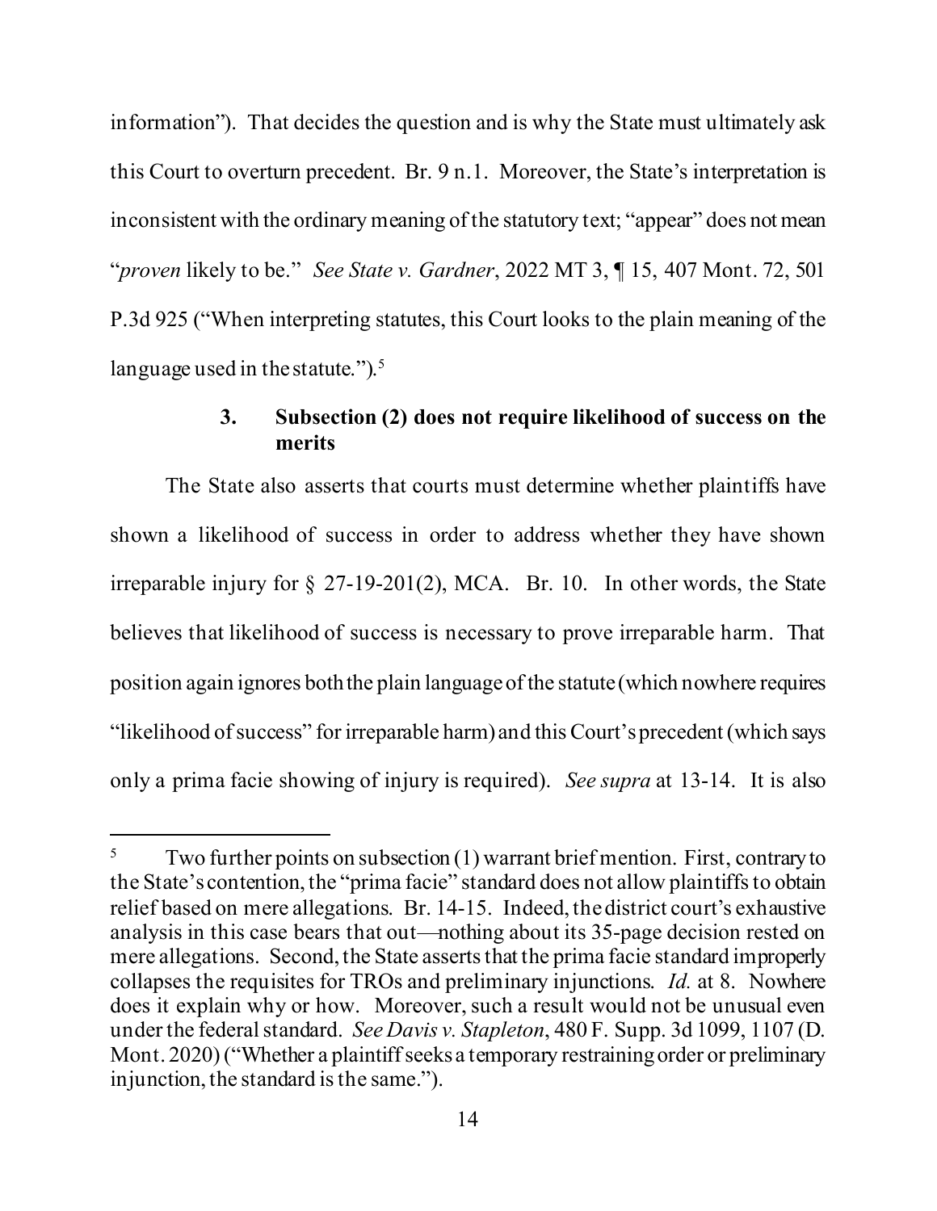information"). That decides the question and is why the State must ultimately ask this Court to overturn precedent. Br. 9 n.1. Moreover, the State's interpretation is inconsistent with the ordinary meaning of the statutory text; "appear" does not mean "*proven* likely to be." *See State v. Gardner*, 2022 MT 3, ¶ 15, 407 Mont. 72, 501 P.3d 925 ("When interpreting statutes, this Court looks to the plain meaning of the language used in the statute.").[5]

### 3. Subsection (2) does not require likelihood of success on the merits

The State also asserts that courts must determine whether plaintiffs have shown a likelihood of success in order to address whether they have shown irreparable injury for § 27-19-201(2), MCA. Br. 10. In other words, the State believes that likelihood of success is necessary to prove irreparable harm. That position again ignores both the plain language of the statute (which nowhere requires "likelihood of success" for irreparable harm) and this Court's precedent (which says only a prima facie showing of injury is required). *See supra* at 13-14. It is also

---

[5] Two further points on subsection (1) warrant brief mention. First, contrary to the State's contention, the "prima facie" standard does not allow plaintiffs to obtain relief based on mere allegations. Br. 14-15. Indeed, the district court's exhaustive analysis in this case bears that out—nothing about its 35-page decision rested on mere allegations. Second, the State asserts that the prima facie standard improperly collapses the requisites for TROs and preliminary injunctions. *Id.* at 8. Nowhere does it explain why or how. Moreover, such a result would not be unusual even under the federal standard. *See Davis v. Stapleton*, 480 F. Supp. 3d 1099, 1107 (D. Mont. 2020) ("Whether a plaintiff seeks a temporary restraining order or preliminary injunction, the standard is the same.").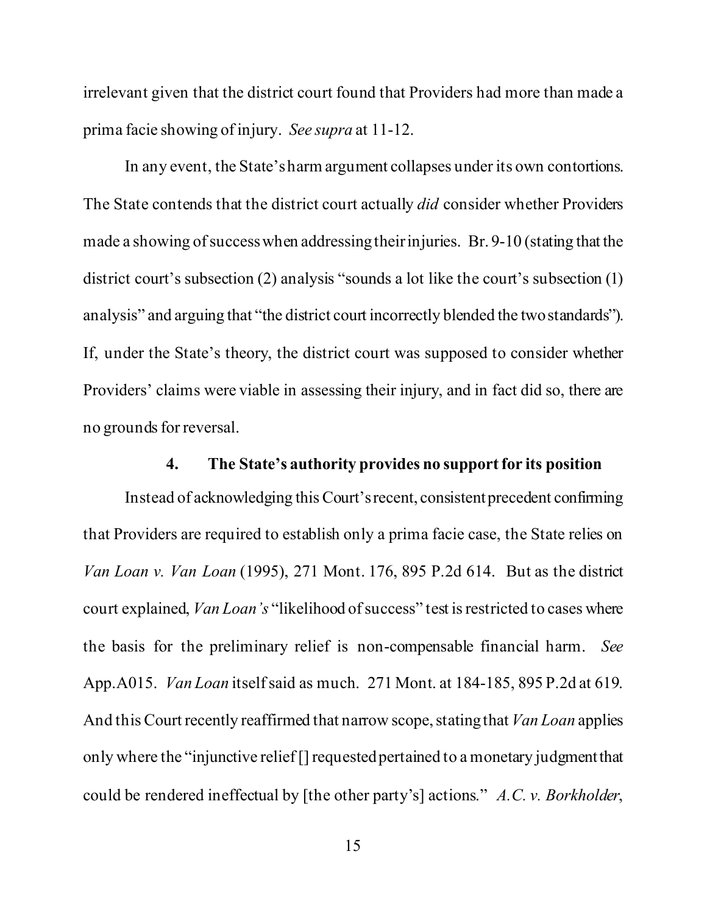irrelevant given that the district court found that Providers had more than made a prima facie showing of injury. *See supra* at 11-12.

In any event, the State's harm argument collapses under its own contortions. The State contends that the district court actually *did* consider whether Providers made a showing of success when addressing their injuries. Br. 9-10 (stating that the district court's subsection (2) analysis "sounds a lot like the court's subsection (1) analysis" and arguing that "the district court incorrectly blended the two standards"). If, under the State's theory, the district court was supposed to consider whether Providers' claims were viable in assessing their injury, and in fact did so, there are no grounds for reversal.

#### 4. The State's authority provides no support for its position

Instead of acknowledging this Court's recent, consistent precedent confirming that Providers are required to establish only a prima facie case, the State relies on *Van Loan v. Van Loan* (1995), 271 Mont. 176, 895 P.2d 614. But as the district court explained, *Van Loan's* "likelihood of success" test is restricted to cases where the basis for the preliminary relief is non-compensable financial harm. *See* App.A015. *Van Loan* itself said as much. 271 Mont. at 184-185, 895 P.2d at 619. And this Court recently reaffirmed that narrow scope, stating that *Van Loan* applies only where the "injunctive relief [] requested pertained to a monetary judgment that could be rendered ineffectual by [the other party's] actions." *A.C. v. Borkholder*,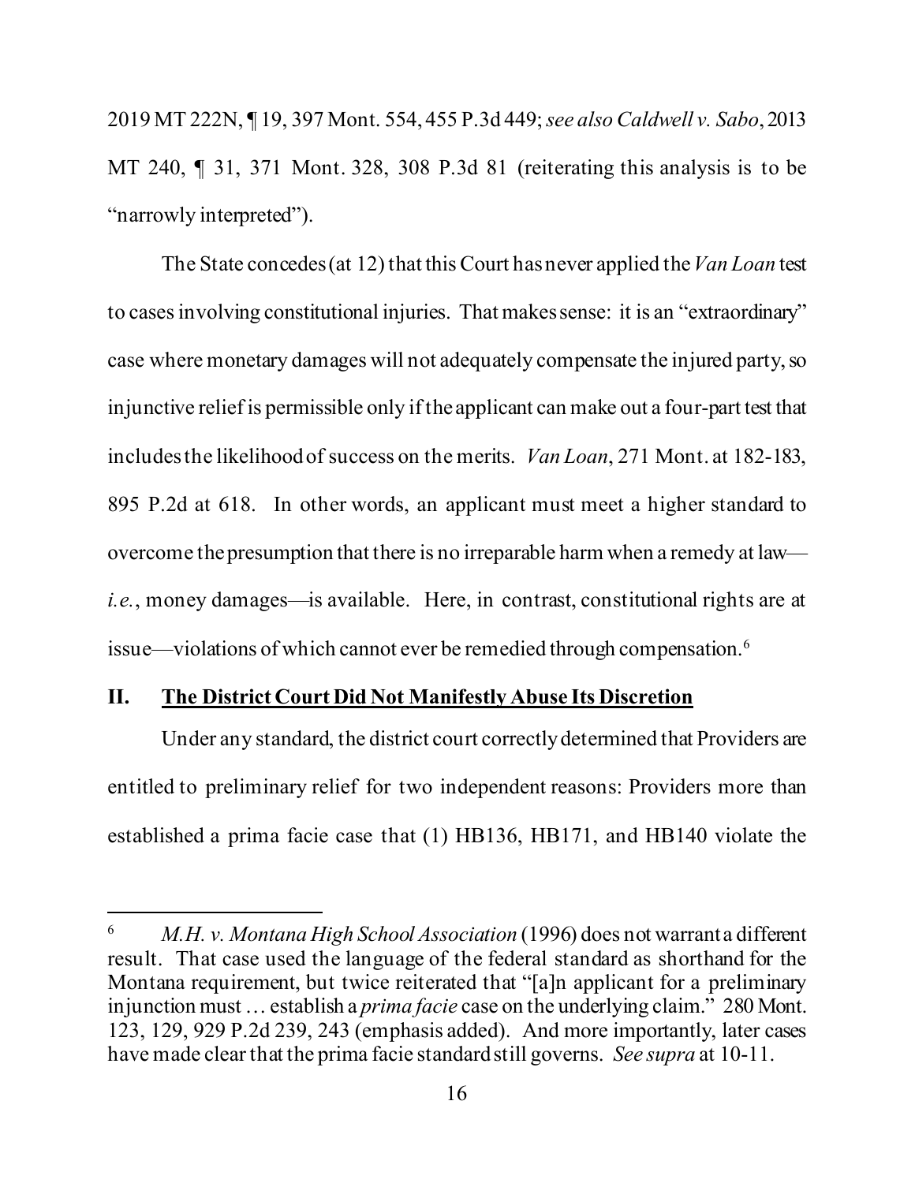2019 MT 222N, ¶ 19, 397 Mont. 554, 455 P.3d 449; *see also Caldwell v. Sabo*, 2013 MT 240, ¶ 31, 371 Mont. 328, 308 P.3d 81 (reiterating this analysis is to be "narrowly interpreted").

The State concedes (at 12) that this Court has never applied the *Van Loan* test to cases involving constitutional injuries. That makes sense: it is an "extraordinary" case where monetary damages will not adequately compensate the injured party, so injunctive relief is permissible only if the applicant can make out a four-part test that includes the likelihood of success on the merits. *Van Loan*, 271 Mont. at 182-183, 895 P.2d at 618. In other words, an applicant must meet a higher standard to overcome the presumption that there is no irreparable harm when a remedy at law—*i.e.*, money damages—is available. Here, in contrast, constitutional rights are at issue—violations of which cannot ever be remedied through compensation.[6]

## II. <u>**The District Court Did Not Manifestly Abuse Its Discretion**</u>

Under any standard, the district court correctly determined that Providers are entitled to preliminary relief for two independent reasons: Providers more than established a prima facie case that (1) HB136, HB171, and HB140 violate the

---

[6] *M.H. v. Montana High School Association* (1996) does not warrant a different result. That case used the language of the federal standard as shorthand for the Montana requirement, but twice reiterated that "[a]n applicant for a preliminary injunction must … establish a *prima facie* case on the underlying claim." 280 Mont. 123, 129, 929 P.2d 239, 243 (emphasis added). And more importantly, later cases have made clear that the prima facie standard still governs. *See supra* at 10-11.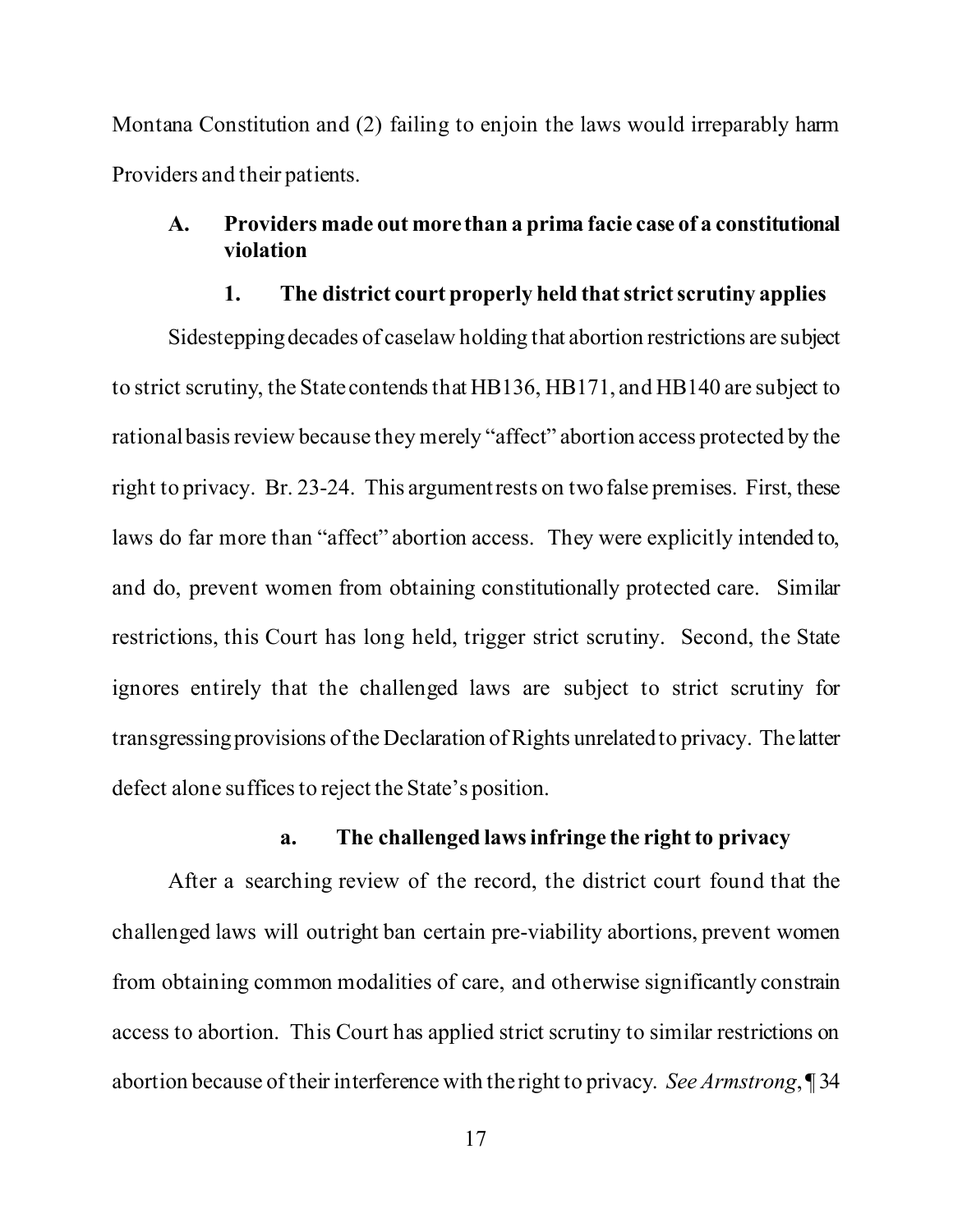Montana Constitution and (2) failing to enjoin the laws would irreparably harm Providers and their patients.

### A. Providers made out more than a prima facie case of a constitutional violation

#### 1. The district court properly held that strict scrutiny applies

Sidestepping decades of caselaw holding that abortion restrictions are subject to strict scrutiny, the State contends that HB136, HB171, and HB140 are subject to rational basis review because they merely "affect" abortion access protected by the right to privacy. Br. 23-24. This argument rests on two false premises. First, these laws do far more than "affect" abortion access. They were explicitly intended to, and do, prevent women from obtaining constitutionally protected care. Similar restrictions, this Court has long held, trigger strict scrutiny. Second, the State ignores entirely that the challenged laws are subject to strict scrutiny for transgressing provisions of the Declaration of Rights unrelated to privacy. The latter defect alone suffices to reject the State's position.

##### a. The challenged laws infringe the right to privacy

After a searching review of the record, the district court found that the challenged laws will outright ban certain pre-viability abortions, prevent women from obtaining common modalities of care, and otherwise significantly constrain access to abortion. This Court has applied strict scrutiny to similar restrictions on abortion because of their interference with the right to privacy. *See Armstrong*, ¶ 34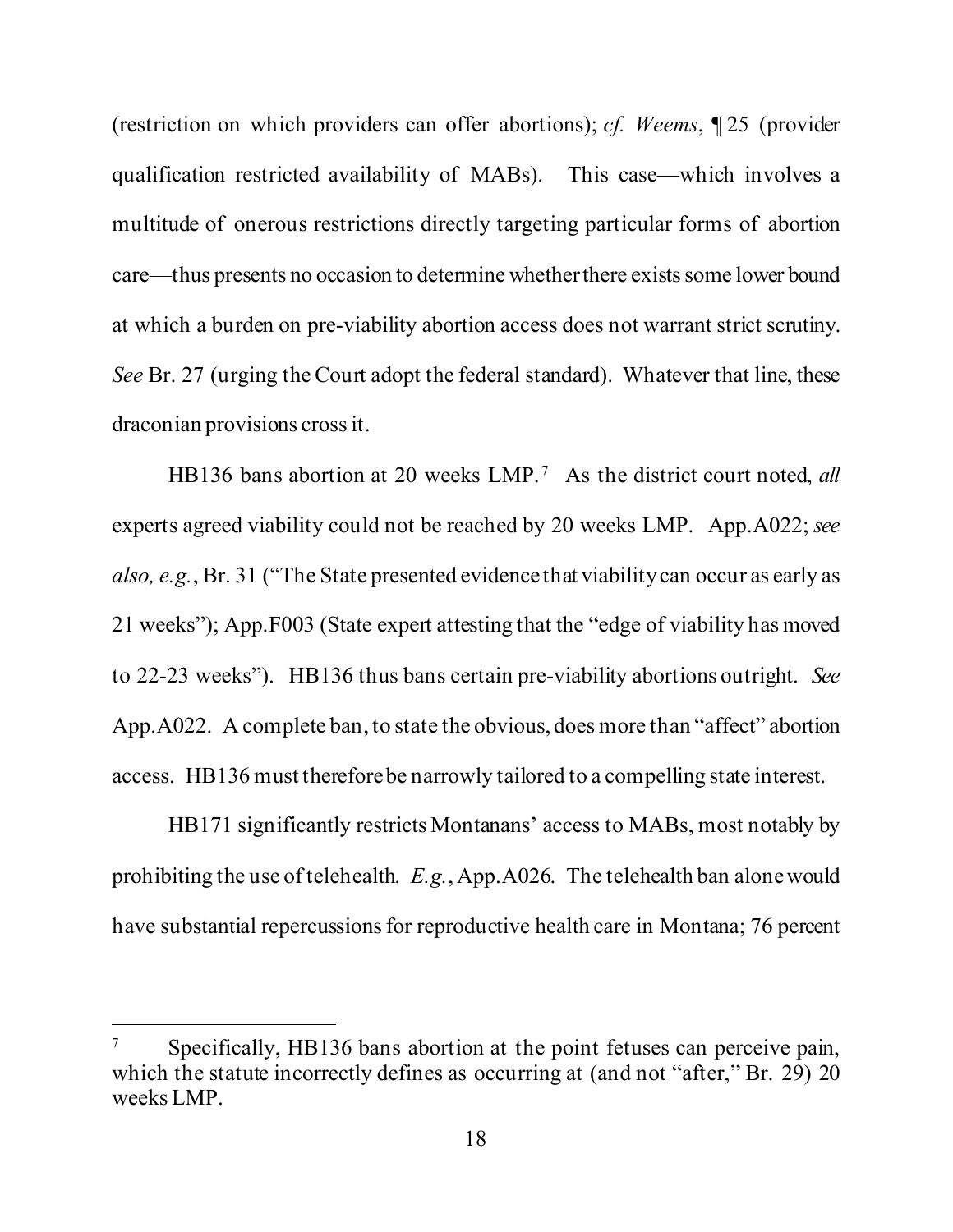(restriction on which providers can offer abortions); *cf. Weems*, ¶ 25 (provider qualification restricted availability of MABs). This case—which involves a multitude of onerous restrictions directly targeting particular forms of abortion care—thus presents no occasion to determine whether there exists some lower bound at which a burden on pre-viability abortion access does not warrant strict scrutiny. *See* Br. 27 (urging the Court adopt the federal standard). Whatever that line, these draconian provisions cross it.

HB136 bans abortion at 20 weeks LMP.[7] As the district court noted, *all* experts agreed viability could not be reached by 20 weeks LMP. App.A022; *see also, e.g.*, Br. 31 ("The State presented evidence that viability can occur as early as 21 weeks"); App.F003 (State expert attesting that the "edge of viability has moved to 22-23 weeks"). HB136 thus bans certain pre-viability abortions outright. *See* App.A022. A complete ban, to state the obvious, does more than "affect" abortion access. HB136 must therefore be narrowly tailored to a compelling state interest.

HB171 significantly restricts Montanans' access to MABs, most notably by prohibiting the use of telehealth. *E.g.*, App.A026. The telehealth ban alone would have substantial repercussions for reproductive health care in Montana; 76 percent

---

[7] Specifically, HB136 bans abortion at the point fetuses can perceive pain, which the statute incorrectly defines as occurring at (and not "after," Br. 29) 20 weeks LMP.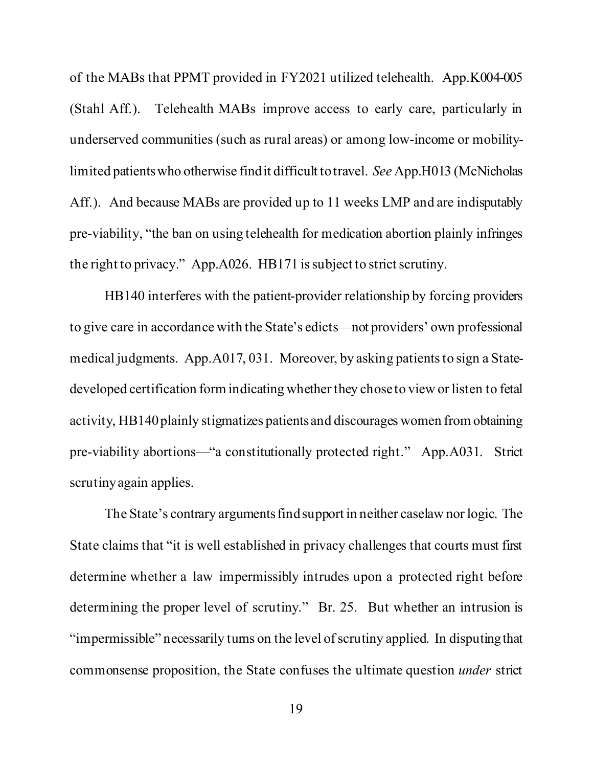of the MABs that PPMT provided in FY2021 utilized telehealth. App.K004-005 (Stahl Aff.). Telehealth MABs improve access to early care, particularly in underserved communities (such as rural areas) or among low-income or mobility-limited patients who otherwise find it difficult to travel. *See* App.H013 (McNicholas Aff.). And because MABs are provided up to 11 weeks LMP and are indisputably pre-viability, "the ban on using telehealth for medication abortion plainly infringes the right to privacy." App.A026. HB171 is subject to strict scrutiny.

HB140 interferes with the patient-provider relationship by forcing providers to give care in accordance with the State's edicts—not providers' own professional medical judgments. App.A017, 031. Moreover, by asking patients to sign a State-developed certification form indicating whether they chose to view or listen to fetal activity, HB140 plainly stigmatizes patients and discourages women from obtaining pre-viability abortions—"a constitutionally protected right." App.A031. Strict scrutiny again applies.

The State's contrary arguments find support in neither caselaw nor logic. The State claims that "it is well established in privacy challenges that courts must first determine whether a law impermissibly intrudes upon a protected right before determining the proper level of scrutiny." Br. 25. But whether an intrusion is "impermissible" necessarily turns on the level of scrutiny applied. In disputing that commonsense proposition, the State confuses the ultimate question *under* strict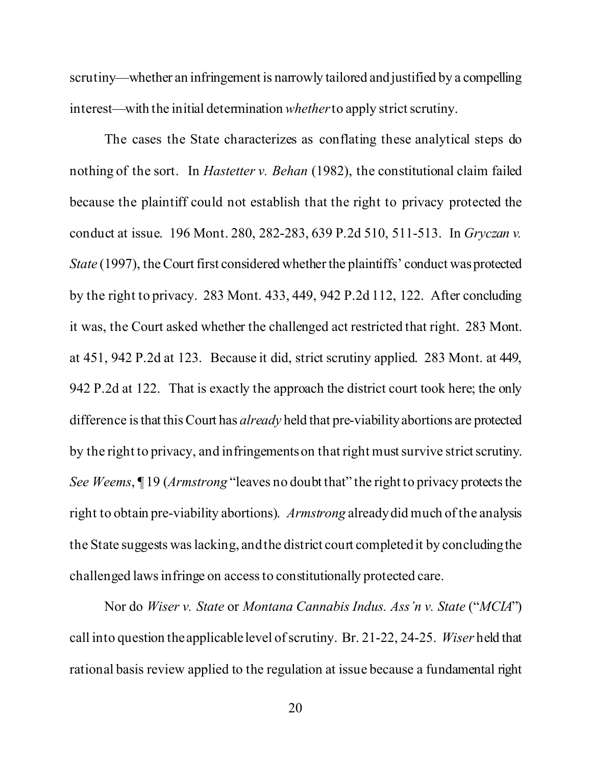scrutiny—whether an infringement is narrowly tailored and justified by a compelling interest—with the initial determination *whether* to apply strict scrutiny.

The cases the State characterizes as conflating these analytical steps do nothing of the sort. In *Hastetter v. Behan* (1982), the constitutional claim failed because the plaintiff could not establish that the right to privacy protected the conduct at issue. 196 Mont. 280, 282-283, 639 P.2d 510, 511-513. In *Gryczan v. State* (1997), the Court first considered whether the plaintiffs' conduct was protected by the right to privacy. 283 Mont. 433, 449, 942 P.2d 112, 122. After concluding it was, the Court asked whether the challenged act restricted that right. 283 Mont. at 451, 942 P.2d at 123. Because it did, strict scrutiny applied. 283 Mont. at 449, 942 P.2d at 122. That is exactly the approach the district court took here; the only difference is that this Court has *already* held that pre-viability abortions are protected by the right to privacy, and infringements on that right must survive strict scrutiny. *See Weems*, ¶ 19 (*Armstrong* "leaves no doubt that" the right to privacy protects the right to obtain pre-viability abortions). *Armstrong* already did much of the analysis the State suggests was lacking, and the district court completed it by concluding the challenged laws infringe on access to constitutionally protected care.

Nor do *Wiser v. State* or *Montana Cannabis Indus. Ass'n v. State* ("*MCIA*") call into question the applicable level of scrutiny. Br. 21-22, 24-25. *Wiser* held that rational basis review applied to the regulation at issue because a fundamental right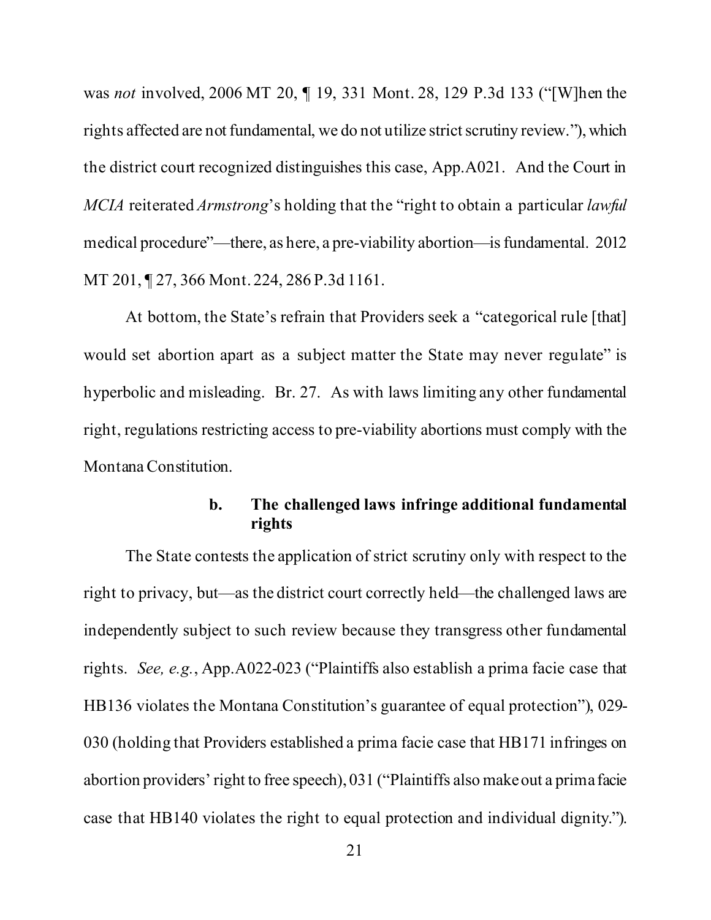was *not* involved, 2006 MT 20, ¶ 19, 331 Mont. 28, 129 P.3d 133 ("[W]hen the rights affected are not fundamental, we do not utilize strict scrutiny review."), which the district court recognized distinguishes this case, App.A021. And the Court in *MCIA* reiterated *Armstrong*'s holding that the "right to obtain a particular *lawful* medical procedure"—there, as here, a pre-viability abortion—is fundamental. 2012 MT 201, ¶ 27, 366 Mont. 224, 286 P.3d 1161.

At bottom, the State's refrain that Providers seek a "categorical rule [that] would set abortion apart as a subject matter the State may never regulate" is hyperbolic and misleading. Br. 27. As with laws limiting any other fundamental right, regulations restricting access to pre-viability abortions must comply with the Montana Constitution.

#### b. The challenged laws infringe additional fundamental rights

The State contests the application of strict scrutiny only with respect to the right to privacy, but—as the district court correctly held—the challenged laws are independently subject to such review because they transgress other fundamental rights. *See, e.g.*, App.A022-023 ("Plaintiffs also establish a prima facie case that HB136 violates the Montana Constitution's guarantee of equal protection"), 029-030 (holding that Providers established a prima facie case that HB171 infringes on abortion providers' right to free speech), 031 ("Plaintiffs also make out a prima facie case that HB140 violates the right to equal protection and individual dignity.").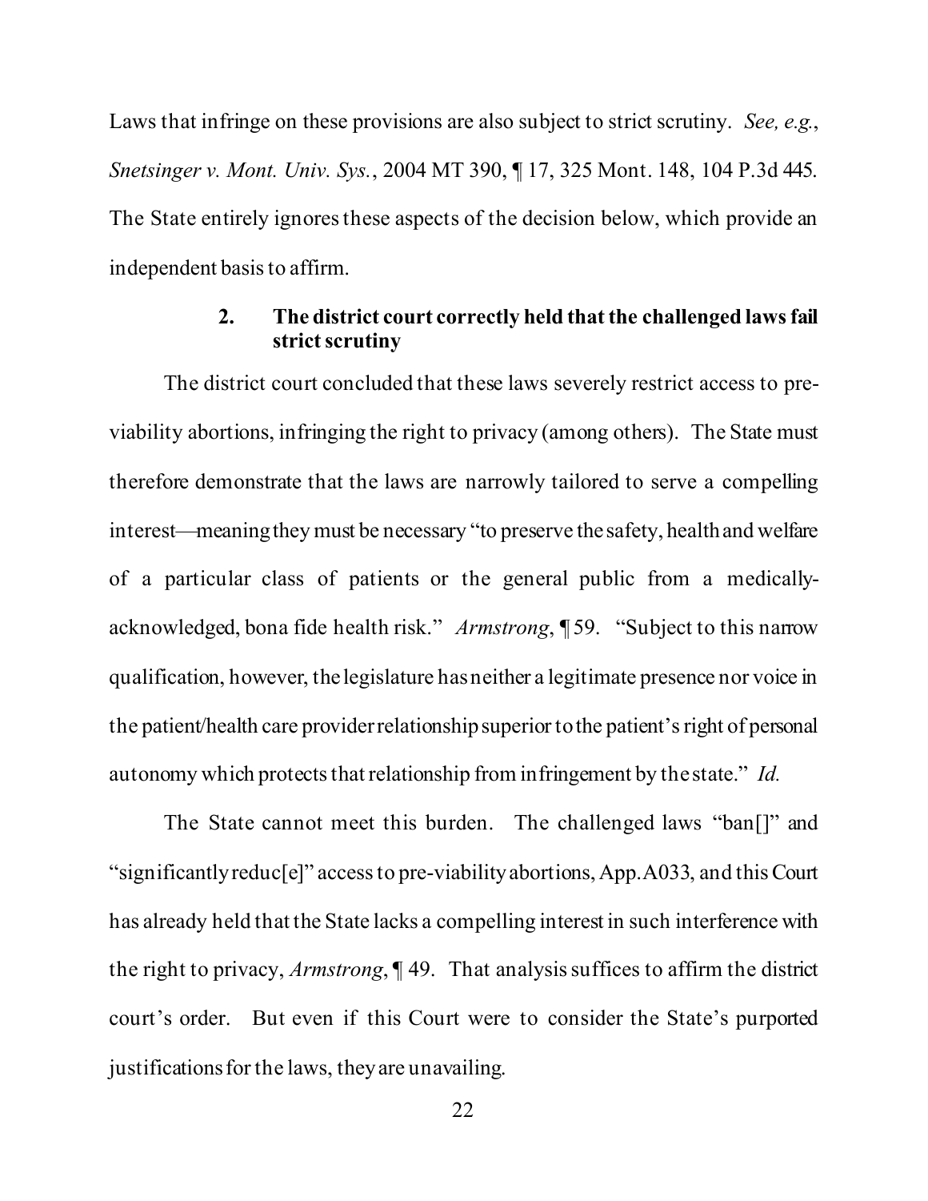Laws that infringe on these provisions are also subject to strict scrutiny. *See, e.g.*, *Snetsinger v. Mont. Univ. Sys.*, 2004 MT 390, ¶ 17, 325 Mont. 148, 104 P.3d 445. The State entirely ignores these aspects of the decision below, which provide an independent basis to affirm.

### 2. The district court correctly held that the challenged laws fail strict scrutiny

The district court concluded that these laws severely restrict access to pre-viability abortions, infringing the right to privacy (among others). The State must therefore demonstrate that the laws are narrowly tailored to serve a compelling interest—meaning they must be necessary "to preserve the safety, health and welfare of a particular class of patients or the general public from a medically-acknowledged, bona fide health risk." *Armstrong*, ¶ 59. "Subject to this narrow qualification, however, the legislature has neither a legitimate presence nor voice in the patient/health care provider relationship superior to the patient's right of personal autonomy which protects that relationship from infringement by the state." *Id.*

The State cannot meet this burden. The challenged laws "ban[]" and "significantly reduc[e]" access to pre-viability abortions, App.A033, and this Court has already held that the State lacks a compelling interest in such interference with the right to privacy, *Armstrong*, ¶ 49. That analysis suffices to affirm the district court's order. But even if this Court were to consider the State's purported justifications for the laws, they are unavailing.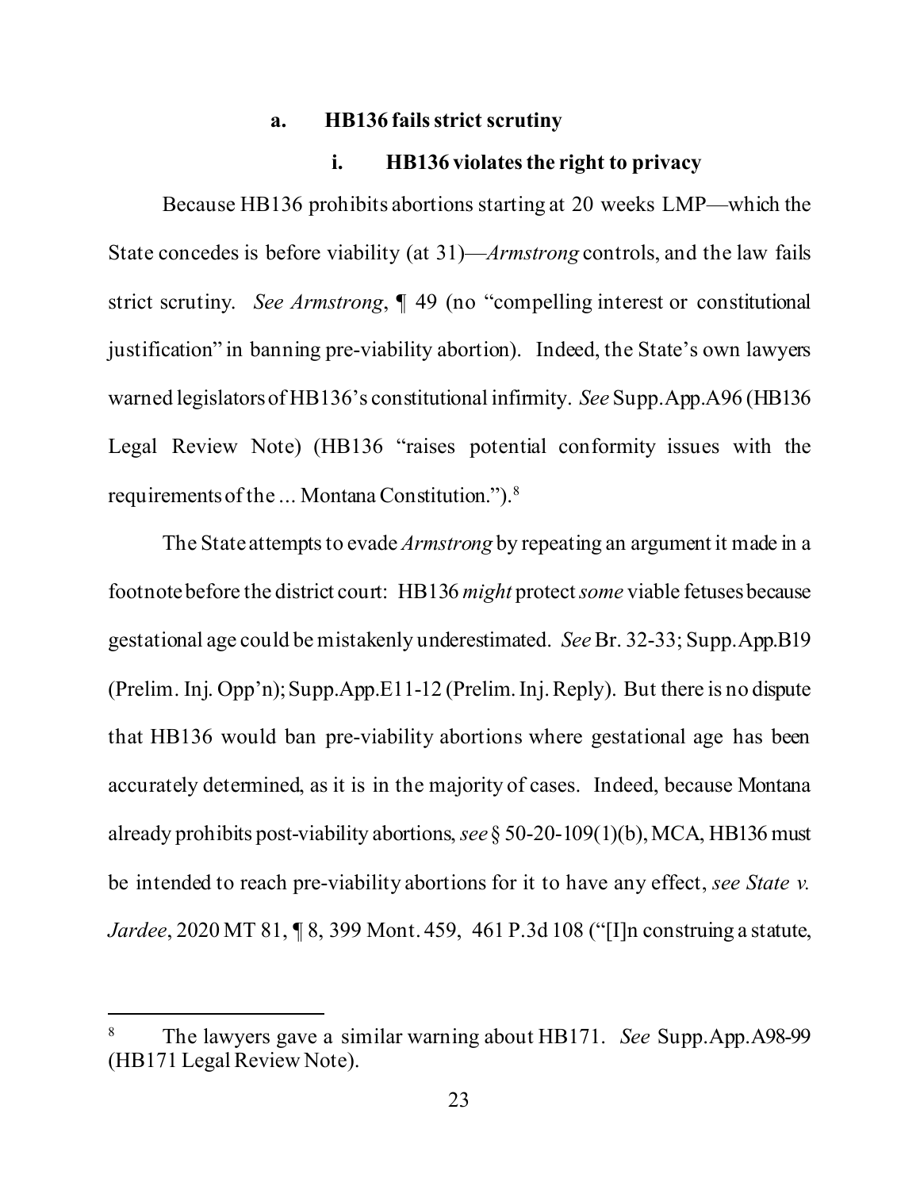#### a. HB136 fails strict scrutiny

##### i. HB136 violates the right to privacy

Because HB136 prohibits abortions starting at 20 weeks LMP—which the State concedes is before viability (at 31)—*Armstrong* controls, and the law fails strict scrutiny. *See Armstrong*, ¶ 49 (no "compelling interest or constitutional justification" in banning pre-viability abortion). Indeed, the State's own lawyers warned legislators of HB136's constitutional infirmity. *See* Supp.App.A96 (HB136 Legal Review Note) (HB136 "raises potential conformity issues with the requirements of the ... Montana Constitution.").[8]

The State attempts to evade *Armstrong* by repeating an argument it made in a footnote before the district court: HB136 *might* protect *some* viable fetuses because gestational age could be mistakenly underestimated. *See* Br. 32-33; Supp.App.B19 (Prelim. Inj. Opp'n); Supp.App.E11-12 (Prelim. Inj. Reply). But there is no dispute that HB136 would ban pre-viability abortions where gestational age has been accurately determined, as it is in the majority of cases. Indeed, because Montana already prohibits post-viability abortions, *see* § 50-20-109(1)(b), MCA, HB136 must be intended to reach pre-viability abortions for it to have any effect, *see State v. Jardee*, 2020 MT 81, ¶ 8, 399 Mont. 459, 461 P.3d 108 ("[I]n construing a statute,

---

[8] The lawyers gave a similar warning about HB171. *See* Supp.App.A98-99 (HB171 Legal Review Note).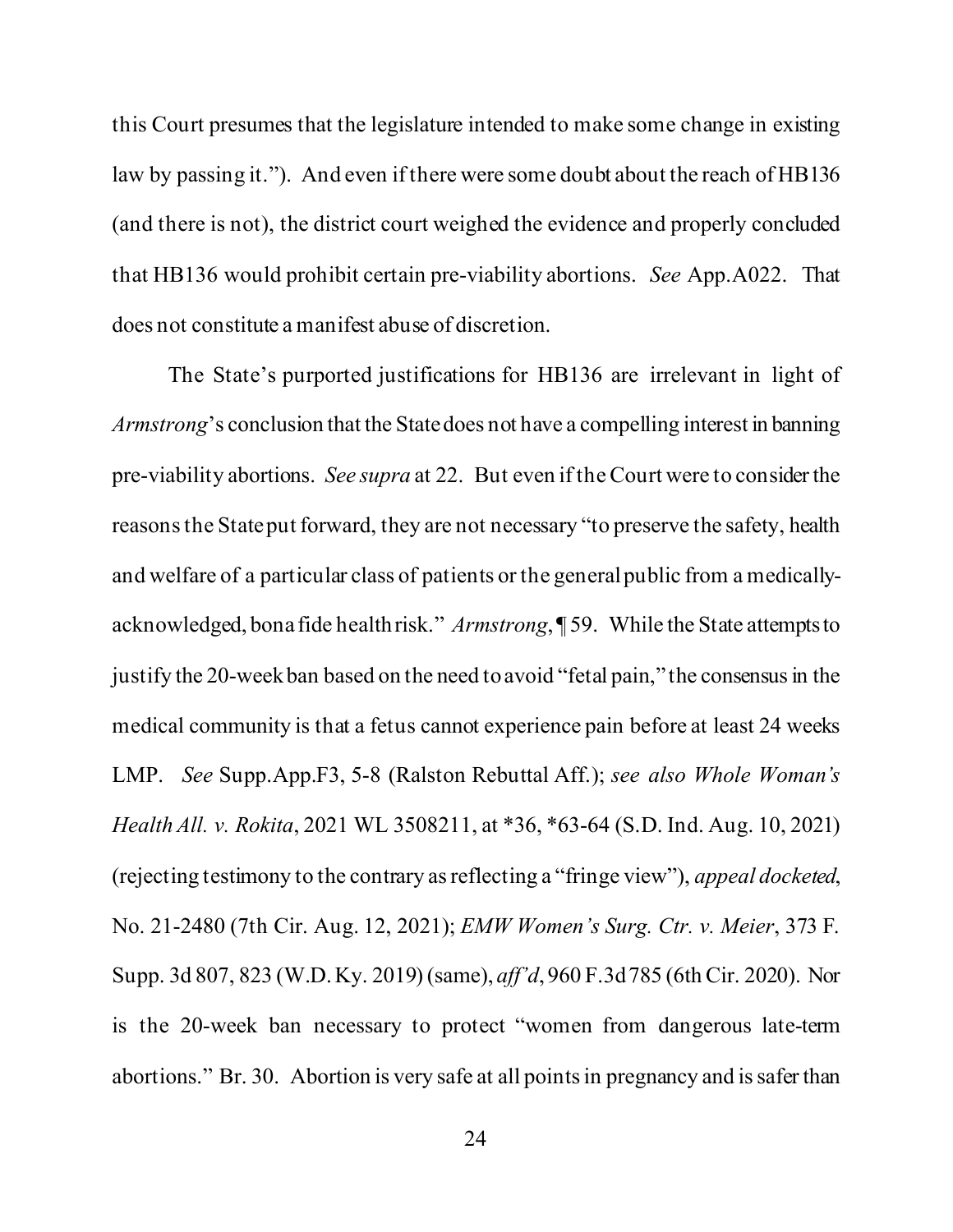this Court presumes that the legislature intended to make some change in existing law by passing it."). And even if there were some doubt about the reach of HB136 (and there is not), the district court weighed the evidence and properly concluded that HB136 would prohibit certain pre-viability abortions. *See* App.A022. That does not constitute a manifest abuse of discretion.

The State's purported justifications for HB136 are irrelevant in light of *Armstrong*'s conclusion that the State does not have a compelling interest in banning pre-viability abortions. *See supra* at 22. But even if the Court were to consider the reasons the State put forward, they are not necessary "to preserve the safety, health and welfare of a particular class of patients or the general public from a medically-acknowledged, bona fide health risk." *Armstrong*, ¶ 59. While the State attempts to justify the 20-week ban based on the need to avoid "fetal pain," the consensus in the medical community is that a fetus cannot experience pain before at least 24 weeks LMP. *See* Supp.App.F3, 5-8 (Ralston Rebuttal Aff.); *see also Whole Woman's Health All. v. Rokita*, 2021 WL 3508211, at *36, *63-64 (S.D. Ind. Aug. 10, 2021) (rejecting testimony to the contrary as reflecting a "fringe view"), *appeal docketed*, No. 21-2480 (7th Cir. Aug. 12, 2021); *EMW Women's Surg. Ctr. v. Meier*, 373 F. Supp. 3d 807, 823 (W.D. Ky. 2019) (same), *aff'd*, 960 F.3d 785 (6th Cir. 2020). Nor is the 20-week ban necessary to protect "women from dangerous late-term abortions." Br. 30. Abortion is very safe at all points in pregnancy and is safer than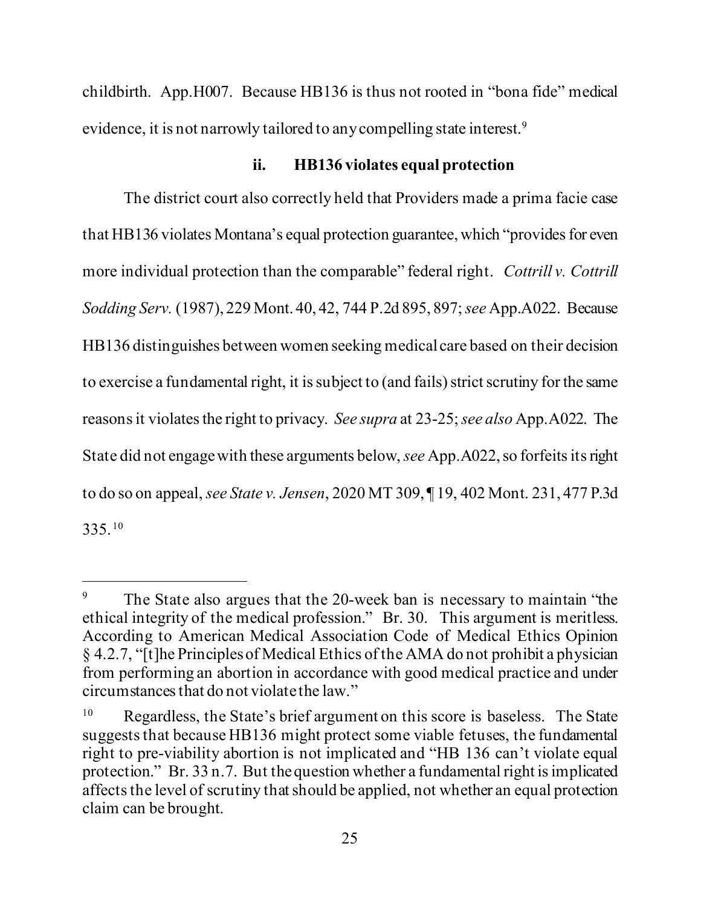childbirth. App.H007. Because HB136 is thus not rooted in "bona fide" medical evidence, it is not narrowly tailored to any compelling state interest.[9]

#### ii. HB136 violates equal protection

The district court also correctly held that Providers made a prima facie case that HB136 violates Montana's equal protection guarantee, which "provides for even more individual protection than the comparable" federal right. *Cottrill v. Cottrill Sodding Serv.* (1987), 229 Mont. 40, 42, 744 P.2d 895, 897; *see* App.A022. Because HB136 distinguishes between women seeking medical care based on their decision to exercise a fundamental right, it is subject to (and fails) strict scrutiny for the same reasons it violates the right to privacy. *See supra* at 23-25; *see also* App.A022. The State did not engage with these arguments below, *see* App.A022, so forfeits its right to do so on appeal, *see State v. Jensen*, 2020 MT 309, ¶ 19, 402 Mont. 231, 477 P.3d 335.[10]

---

[9] The State also argues that the 20-week ban is necessary to maintain "the ethical integrity of the medical profession." Br. 30. This argument is meritless. According to American Medical Association Code of Medical Ethics Opinion § 4.2.7, "[t]he Principles of Medical Ethics of the AMA do not prohibit a physician from performing an abortion in accordance with good medical practice and under circumstances that do not violate the law."

[10] Regardless, the State's brief argument on this score is baseless. The State suggests that because HB136 might protect some viable fetuses, the fundamental right to pre-viability abortion is not implicated and "HB 136 can't violate equal protection." Br. 33 n.7. But the question whether a fundamental right is implicated affects the level of scrutiny that should be applied, not whether an equal protection claim can be brought.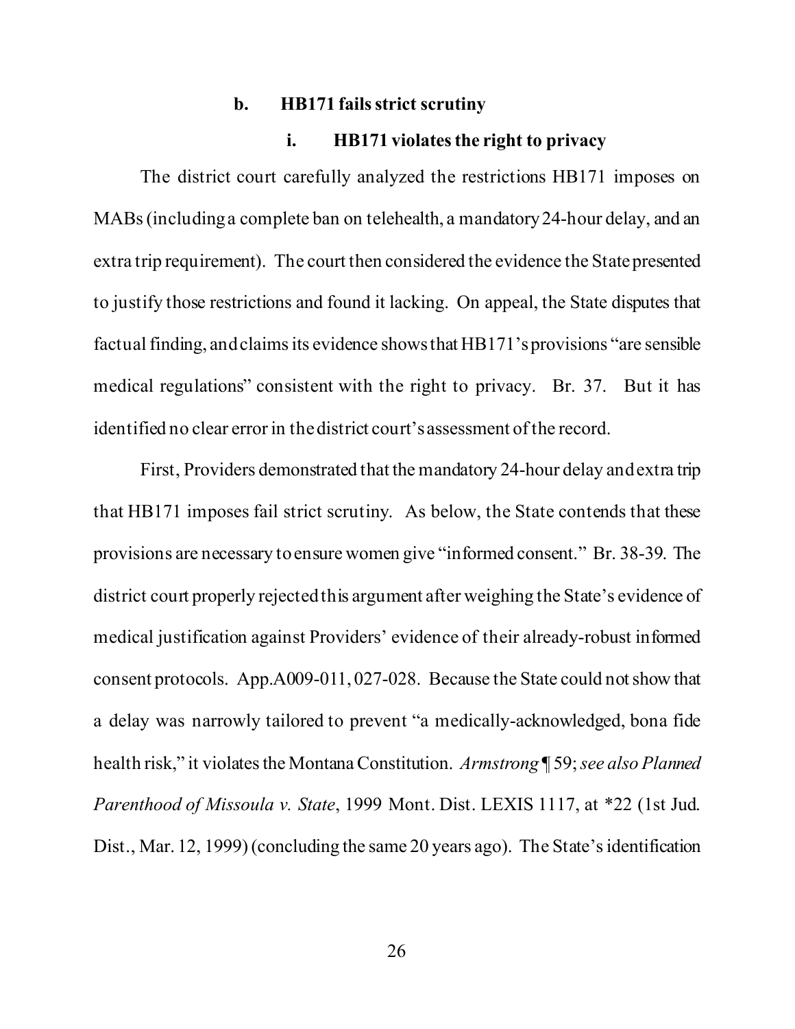### b. HB171 fails strict scrutiny

#### i. HB171 violates the right to privacy

The district court carefully analyzed the restrictions HB171 imposes on MABs (including a complete ban on telehealth, a mandatory 24-hour delay, and an extra trip requirement). The court then considered the evidence the State presented to justify those restrictions and found it lacking. On appeal, the State disputes that factual finding, and claims its evidence shows that HB171's provisions "are sensible medical regulations" consistent with the right to privacy. Br. 37. But it has identified no clear error in the district court's assessment of the record.

First, Providers demonstrated that the mandatory 24-hour delay and extra trip that HB171 imposes fail strict scrutiny. As below, the State contends that these provisions are necessary to ensure women give "informed consent." Br. 38-39. The district court properly rejected this argument after weighing the State's evidence of medical justification against Providers' evidence of their already-robust informed consent protocols. App.A009-011, 027-028. Because the State could not show that a delay was narrowly tailored to prevent "a medically-acknowledged, bona fide health risk," it violates the Montana Constitution. *Armstrong* ¶ 59; *see also Planned Parenthood of Missoula v. State*, 1999 Mont. Dist. LEXIS 1117, at *22 (1st Jud. Dist., Mar. 12, 1999) (concluding the same 20 years ago). The State's identification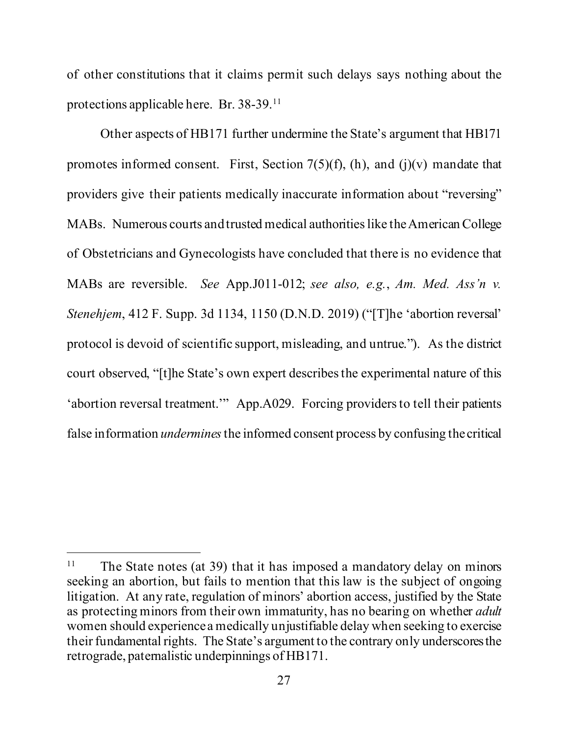of other constitutions that it claims permit such delays says nothing about the protections applicable here. Br. 38-39.[11]

Other aspects of HB171 further undermine the State's argument that HB171 promotes informed consent. First, Section 7(5)(f), (h), and (j)(v) mandate that providers give their patients medically inaccurate information about "reversing" MABs. Numerous courts and trusted medical authorities like the American College of Obstetricians and Gynecologists have concluded that there is no evidence that MABs are reversible. *See* App.J011-012; *see also, e.g.*, *Am. Med. Ass'n v. Stenehjem*, 412 F. Supp. 3d 1134, 1150 (D.N.D. 2019) ("[T]he 'abortion reversal' protocol is devoid of scientific support, misleading, and untrue."). As the district court observed, "[t]he State's own expert describes the experimental nature of this 'abortion reversal treatment.'" App.A029. Forcing providers to tell their patients false information *undermines* the informed consent process by confusing the critical

---

[11] The State notes (at 39) that it has imposed a mandatory delay on minors seeking an abortion, but fails to mention that this law is the subject of ongoing litigation. At any rate, regulation of minors' abortion access, justified by the State as protecting minors from their own immaturity, has no bearing on whether *adult* women should experience a medically unjustifiable delay when seeking to exercise their fundamental rights. The State's argument to the contrary only underscores the retrograde, paternalistic underpinnings of HB171.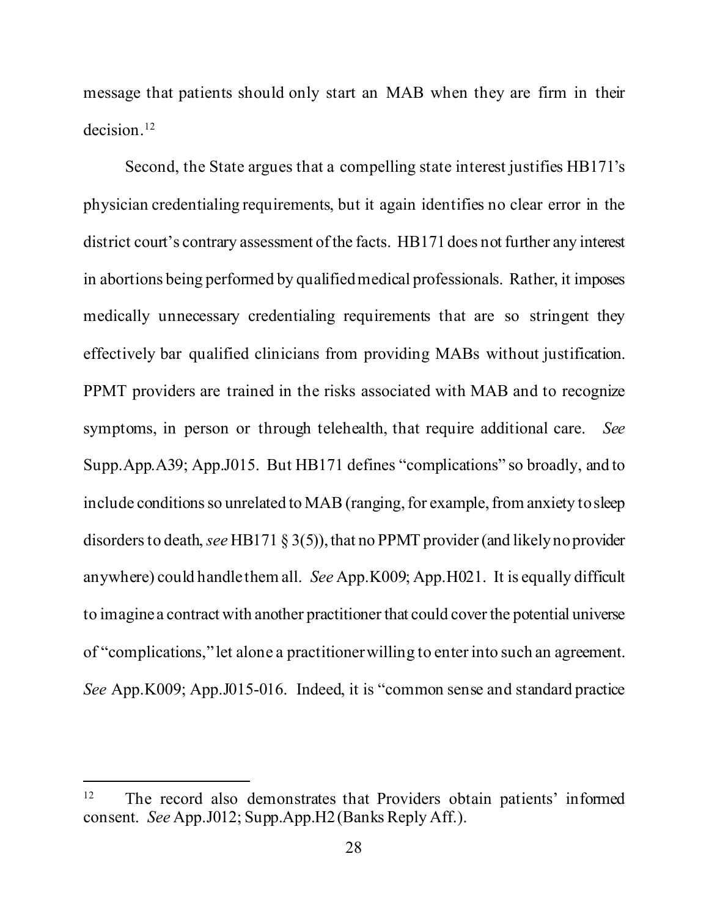message that patients should only start an MAB when they are firm in their decision.[12]

Second, the State argues that a compelling state interest justifies HB171's physician credentialing requirements, but it again identifies no clear error in the district court's contrary assessment of the facts. HB171 does not further any interest in abortions being performed by qualified medical professionals. Rather, it imposes medically unnecessary credentialing requirements that are so stringent they effectively bar qualified clinicians from providing MABs without justification. PPMT providers are trained in the risks associated with MAB and to recognize symptoms, in person or through telehealth, that require additional care. *See* Supp.App.A39; App.J015. But HB171 defines "complications" so broadly, and to include conditions so unrelated to MAB (ranging, for example, from anxiety to sleep disorders to death, *see* HB171 § 3(5)), that no PPMT provider (and likely no provider anywhere) could handle them all. *See* App.K009; App.H021. It is equally difficult to imagine a contract with another practitioner that could cover the potential universe of "complications," let alone a practitioner willing to enter into such an agreement. *See* App.K009; App.J015-016. Indeed, it is "common sense and standard practice

[12] The record also demonstrates that Providers obtain patients' informed consent. *See* App.J012; Supp.App.H2 (Banks Reply Aff.).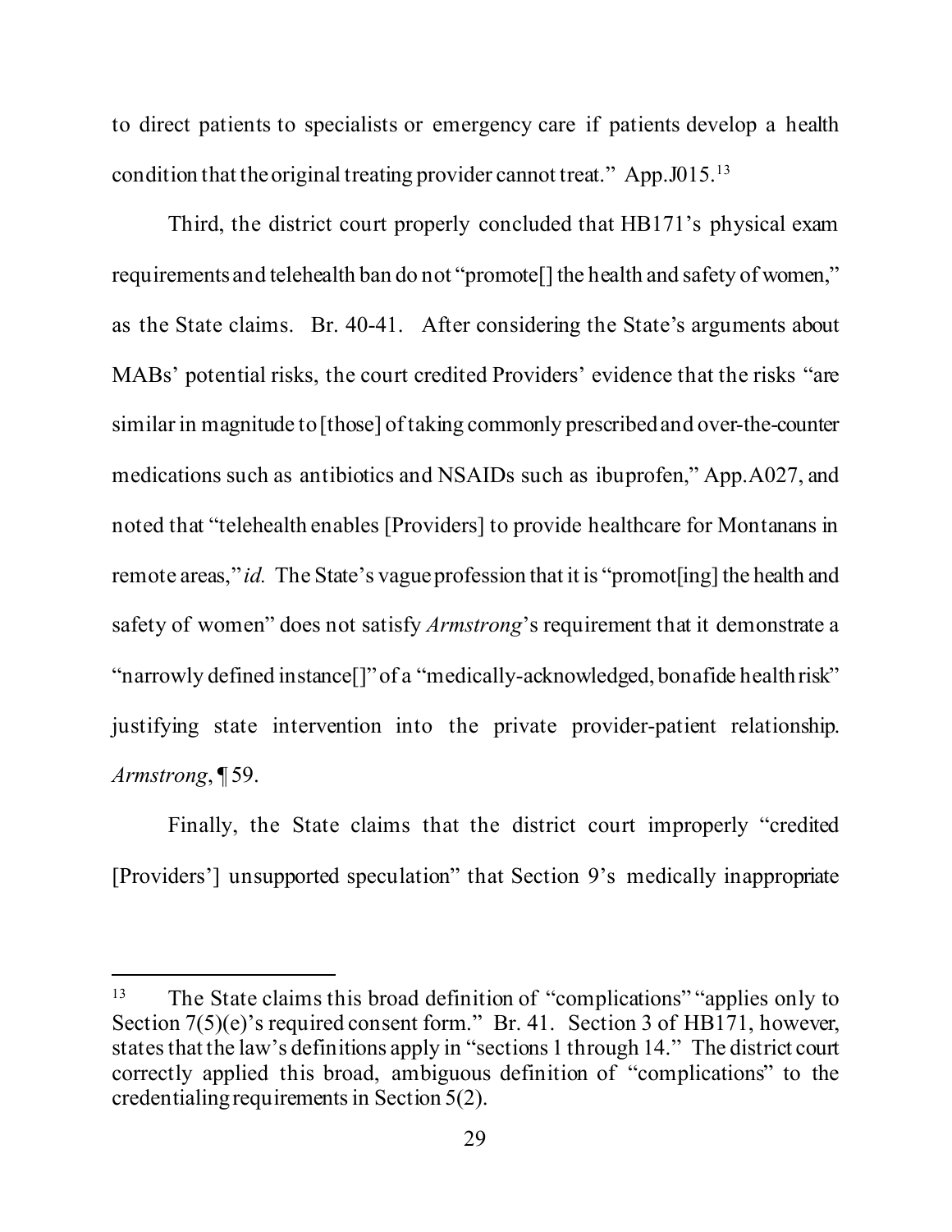to direct patients to specialists or emergency care if patients develop a health condition that the original treating provider cannot treat." App.J015.[13]

Third, the district court properly concluded that HB171's physical exam requirements and telehealth ban do not "promote[] the health and safety of women," as the State claims. Br. 40-41. After considering the State's arguments about MABs' potential risks, the court credited Providers' evidence that the risks "are similar in magnitude to [those] of taking commonly prescribed and over-the-counter medications such as antibiotics and NSAIDs such as ibuprofen," App.A027, and noted that "telehealth enables [Providers] to provide healthcare for Montanans in remote areas," *id.* The State's vague profession that it is "promot[ing] the health and safety of women" does not satisfy *Armstrong*'s requirement that it demonstrate a "narrowly defined instance[]" of a "medically-acknowledged, bonafide health risk" justifying state intervention into the private provider-patient relationship. *Armstrong*, ¶ 59.

Finally, the State claims that the district court improperly "credited [Providers'] unsupported speculation" that Section 9's medically inappropriate

---

[13] The State claims this broad definition of "complications" "applies only to Section 7(5)(e)'s required consent form." Br. 41. Section 3 of HB171, however, states that the law's definitions apply in "sections 1 through 14." The district court correctly applied this broad, ambiguous definition of "complications" to the credentialing requirements in Section 5(2).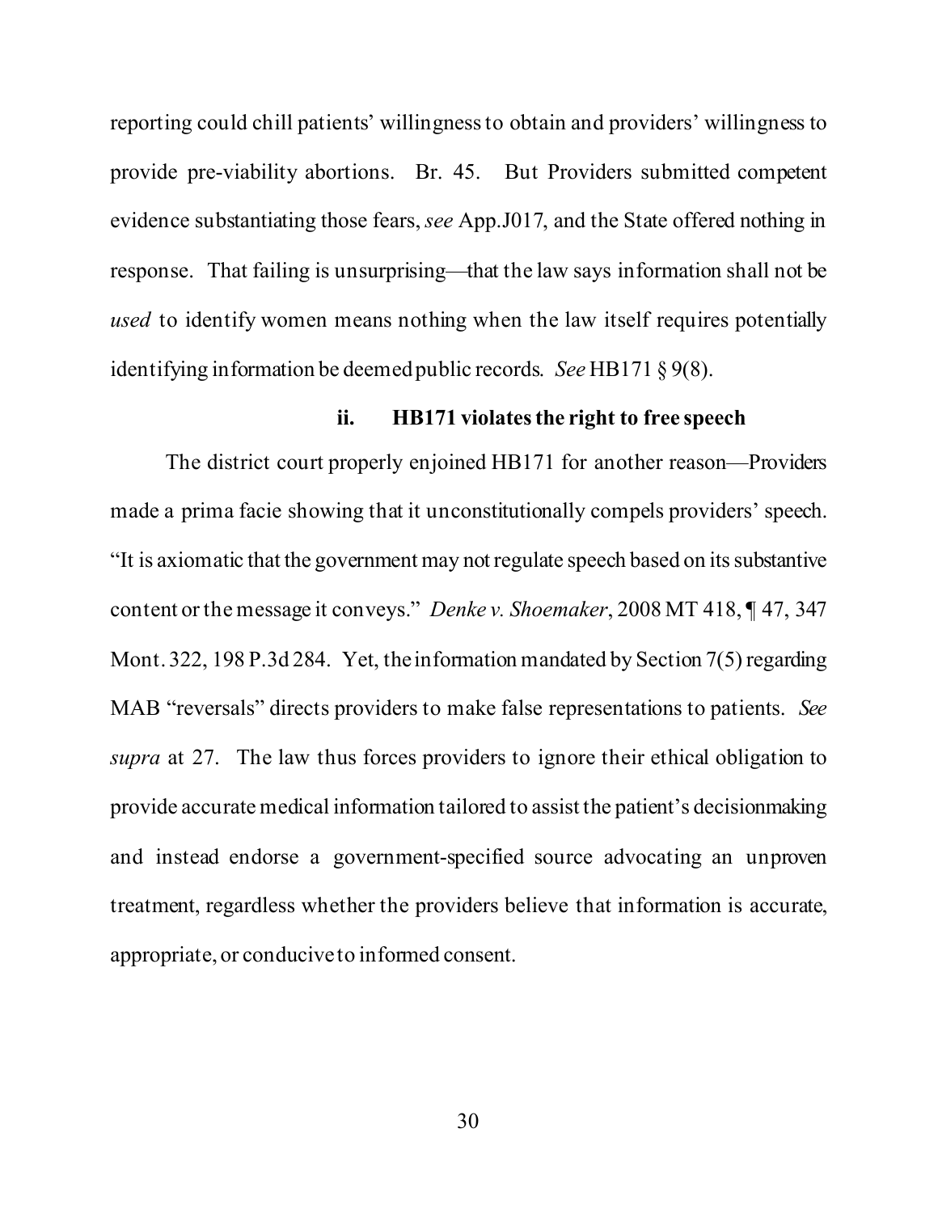reporting could chill patients' willingness to obtain and providers' willingness to provide pre-viability abortions. Br. 45. But Providers submitted competent evidence substantiating those fears, *see* App.J017, and the State offered nothing in response. That failing is unsurprising—that the law says information shall not be *used* to identify women means nothing when the law itself requires potentially identifying information be deemed public records. *See* HB171 § 9(8).

#### ii. HB171 violates the right to free speech

The district court properly enjoined HB171 for another reason—Providers made a prima facie showing that it unconstitutionally compels providers' speech. "It is axiomatic that the government may not regulate speech based on its substantive content or the message it conveys." *Denke v. Shoemaker*, 2008 MT 418, ¶ 47, 347 Mont. 322, 198 P.3d 284. Yet, the information mandated by Section 7(5) regarding MAB "reversals" directs providers to make false representations to patients. *See supra* at 27. The law thus forces providers to ignore their ethical obligation to provide accurate medical information tailored to assist the patient's decisionmaking and instead endorse a government-specified source advocating an unproven treatment, regardless whether the providers believe that information is accurate, appropriate, or conducive to informed consent.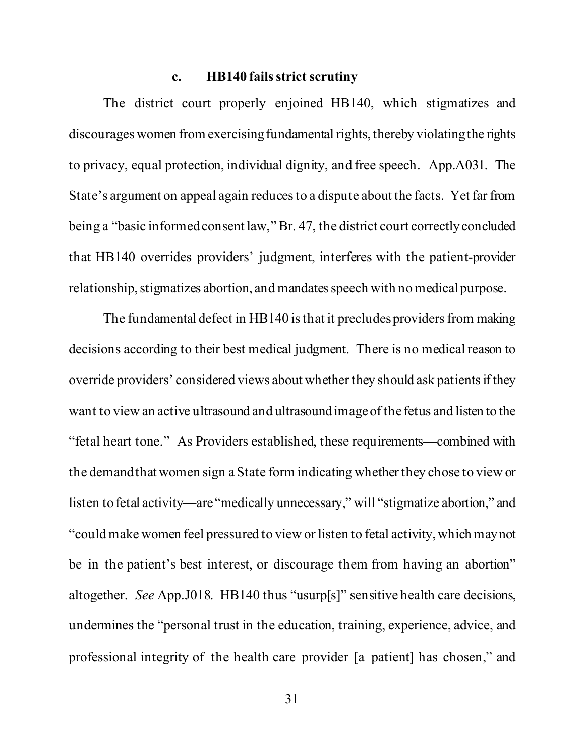### c. HB140 fails strict scrutiny

The district court properly enjoined HB140, which stigmatizes and discourages women from exercising fundamental rights, thereby violating the rights to privacy, equal protection, individual dignity, and free speech. App.A031. The State's argument on appeal again reduces to a dispute about the facts. Yet far from being a "basic informed consent law," Br. 47, the district court correctly concluded that HB140 overrides providers' judgment, interferes with the patient-provider relationship, stigmatizes abortion, and mandates speech with no medical purpose.

The fundamental defect in HB140 is that it precludes providers from making decisions according to their best medical judgment. There is no medical reason to override providers' considered views about whether they should ask patients if they want to view an active ultrasound and ultrasound image of the fetus and listen to the "fetal heart tone." As Providers established, these requirements—combined with the demand that women sign a State form indicating whether they chose to view or listen to fetal activity—are "medically unnecessary," will "stigmatize abortion," and "could make women feel pressured to view or listen to fetal activity, which may not be in the patient's best interest, or discourage them from having an abortion" altogether. *See* App.J018. HB140 thus "usurp[s]" sensitive health care decisions, undermines the "personal trust in the education, training, experience, advice, and professional integrity of the health care provider [a patient] has chosen," and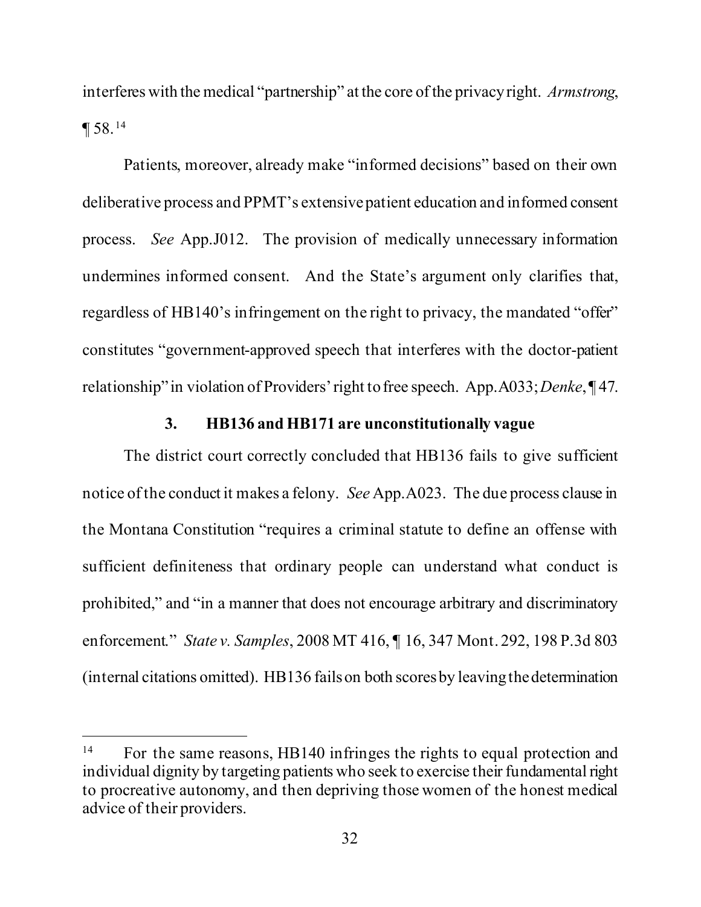interferes with the medical "partnership" at the core of the privacy right. *Armstrong*, ¶ 58.[14]

Patients, moreover, already make "informed decisions" based on their own deliberative process and PPMT's extensive patient education and informed consent process. *See* App.J012. The provision of medically unnecessary information undermines informed consent. And the State's argument only clarifies that, regardless of HB140's infringement on the right to privacy, the mandated "offer" constitutes "government-approved speech that interferes with the doctor-patient relationship" in violation of Providers' right to free speech. App.A033; *Denke*, ¶ 47.

### 3. HB136 and HB171 are unconstitutionally vague

The district court correctly concluded that HB136 fails to give sufficient notice of the conduct it makes a felony. *See* App.A023. The due process clause in the Montana Constitution "requires a criminal statute to define an offense with sufficient definiteness that ordinary people can understand what conduct is prohibited," and "in a manner that does not encourage arbitrary and discriminatory enforcement." *State v. Samples*, 2008 MT 416, ¶ 16, 347 Mont. 292, 198 P.3d 803 (internal citations omitted). HB136 fails on both scores by leaving the determination

---

[14] For the same reasons, HB140 infringes the rights to equal protection and individual dignity by targeting patients who seek to exercise their fundamental right to procreative autonomy, and then depriving those women of the honest medical advice of their providers.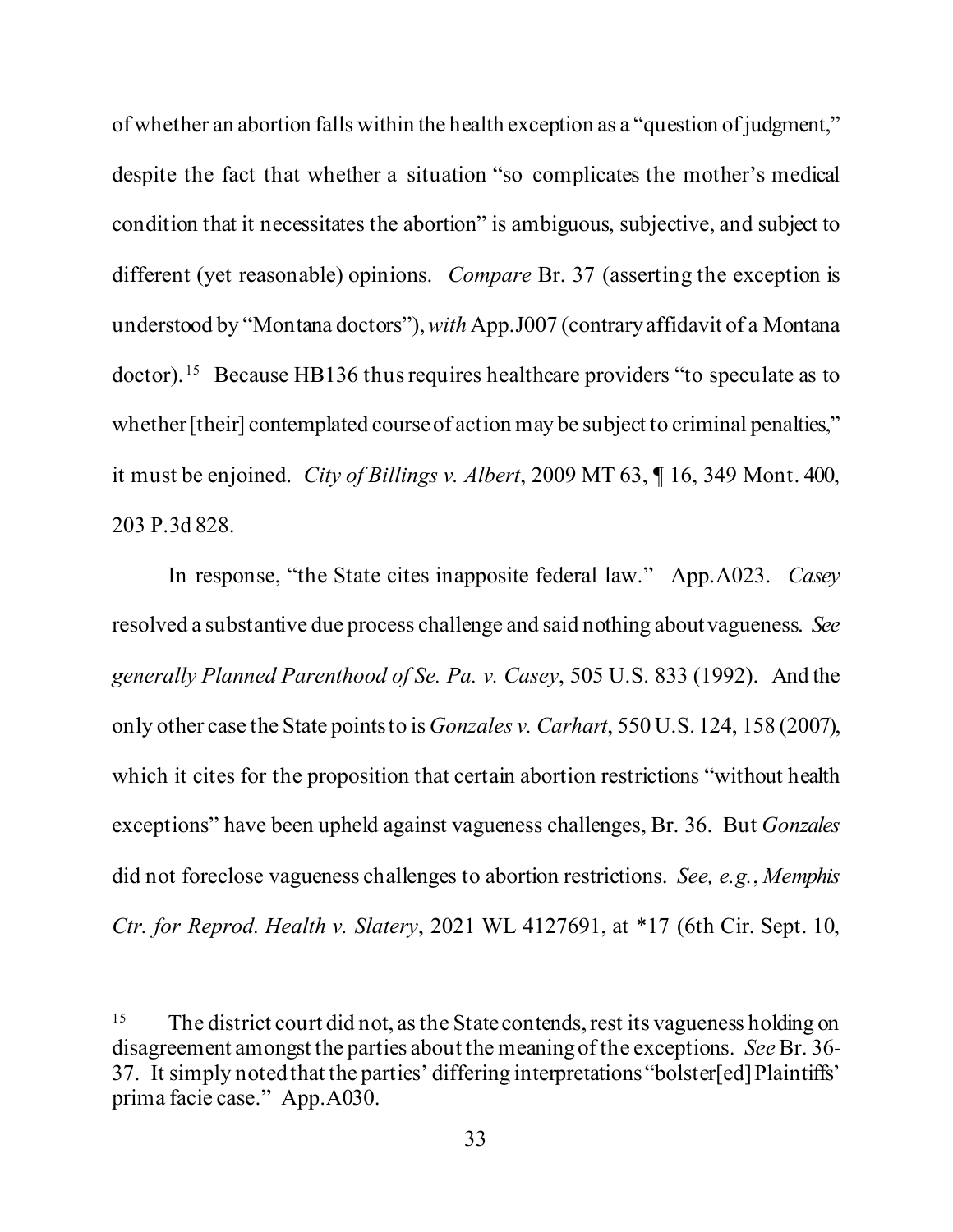of whether an abortion falls within the health exception as a "question of judgment," despite the fact that whether a situation "so complicates the mother's medical condition that it necessitates the abortion" is ambiguous, subjective, and subject to different (yet reasonable) opinions. *Compare* Br. 37 (asserting the exception is understood by "Montana doctors"), *with* App.J007 (contrary affidavit of a Montana doctor).[15] Because HB136 thus requires healthcare providers "to speculate as to whether [their] contemplated course of action may be subject to criminal penalties," it must be enjoined. *City of Billings v. Albert*, 2009 MT 63, ¶ 16, 349 Mont. 400, 203 P.3d 828.

In response, "the State cites inapposite federal law." App.A023. *Casey* resolved a substantive due process challenge and said nothing about vagueness. *See generally Planned Parenthood of Se. Pa. v. Casey*, 505 U.S. 833 (1992). And the only other case the State points to is *Gonzales v. Carhart*, 550 U.S. 124, 158 (2007), which it cites for the proposition that certain abortion restrictions "without health exceptions" have been upheld against vagueness challenges, Br. 36. But *Gonzales* did not foreclose vagueness challenges to abortion restrictions. *See, e.g.*, *Memphis Ctr. for Reprod. Health v. Slatery*, 2021 WL 4127691, at *17 (6th Cir. Sept. 10,

---

[15] The district court did not, as the State contends, rest its vagueness holding on disagreement amongst the parties about the meaning of the exceptions. *See* Br. 36-37. It simply noted that the parties' differing interpretations "bolster[ed] Plaintiffs' prima facie case." App.A030.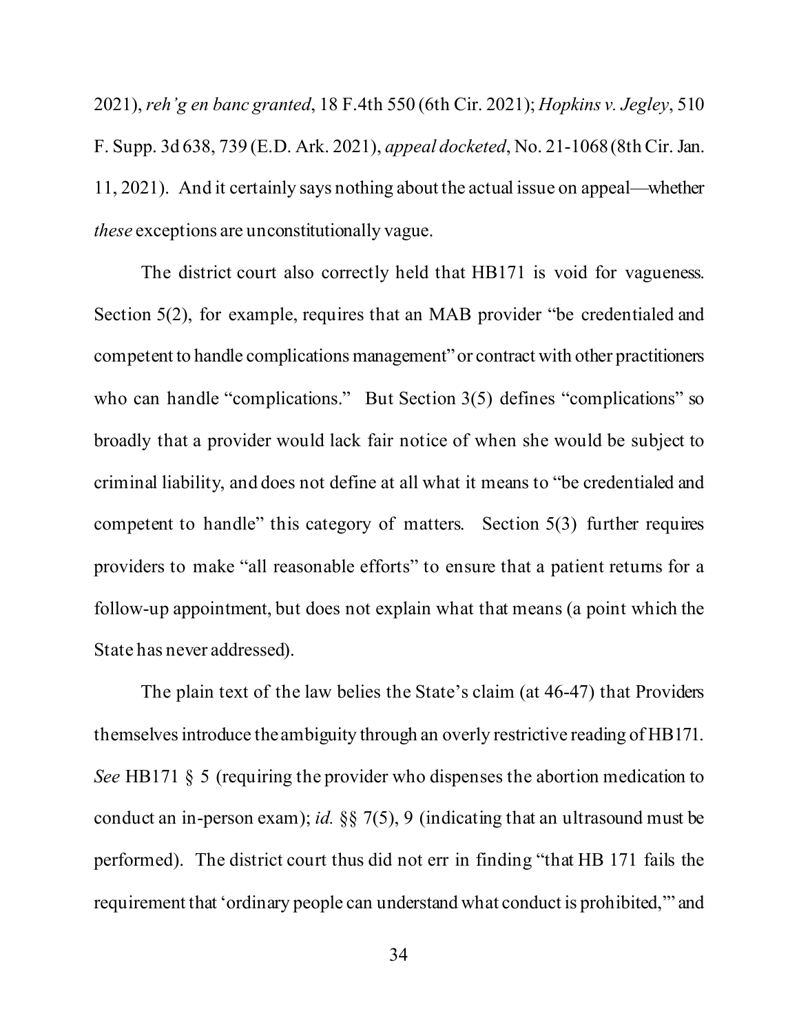2021), *reh'g en banc granted*, 18 F.4th 550 (6th Cir. 2021); *Hopkins v. Jegley*, 510 F. Supp. 3d 638, 739 (E.D. Ark. 2021), *appeal docketed*, No. 21-1068 (8th Cir. Jan. 11, 2021). And it certainly says nothing about the actual issue on appeal—whether *these* exceptions are unconstitutionally vague.

The district court also correctly held that HB171 is void for vagueness. Section 5(2), for example, requires that an MAB provider "be credentialed and competent to handle complications management" or contract with other practitioners who can handle "complications." But Section 3(5) defines "complications" so broadly that a provider would lack fair notice of when she would be subject to criminal liability, and does not define at all what it means to "be credentialed and competent to handle" this category of matters. Section 5(3) further requires providers to make "all reasonable efforts" to ensure that a patient returns for a follow-up appointment, but does not explain what that means (a point which the State has never addressed).

The plain text of the law belies the State's claim (at 46-47) that Providers themselves introduce the ambiguity through an overly restrictive reading of HB171. *See* HB171 § 5 (requiring the provider who dispenses the abortion medication to conduct an in-person exam); *id.* §§ 7(5), 9 (indicating that an ultrasound must be performed). The district court thus did not err in finding "that HB 171 fails the requirement that 'ordinary people can understand what conduct is prohibited,'" and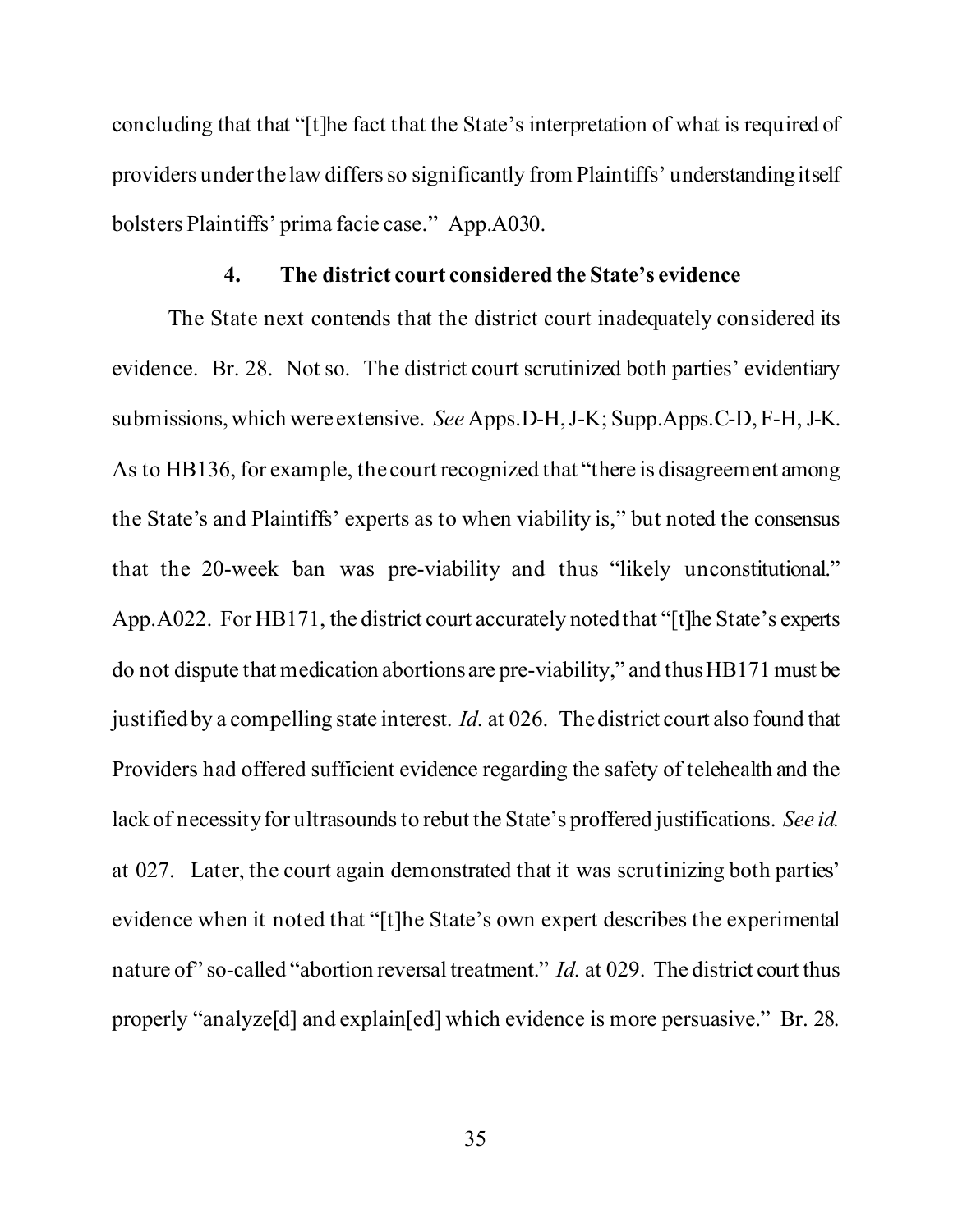concluding that that "[t]he fact that the State's interpretation of what is required of providers under the law differs so significantly from Plaintiffs' understanding itself bolsters Plaintiffs' prima facie case." App.A030.

#### 4. The district court considered the State's evidence

The State next contends that the district court inadequately considered its evidence. Br. 28. Not so. The district court scrutinized both parties' evidentiary submissions, which were extensive. *See* Apps.D-H, J-K; Supp.Apps.C-D, F-H, J-K. As to HB136, for example, the court recognized that "there is disagreement among the State's and Plaintiffs' experts as to when viability is," but noted the consensus that the 20-week ban was pre-viability and thus "likely unconstitutional." App.A022. For HB171, the district court accurately noted that "[t]he State's experts do not dispute that medication abortions are pre-viability," and thus HB171 must be justified by a compelling state interest. *Id.* at 026. The district court also found that Providers had offered sufficient evidence regarding the safety of telehealth and the lack of necessity for ultrasounds to rebut the State's proffered justifications. *See id.* at 027. Later, the court again demonstrated that it was scrutinizing both parties' evidence when it noted that "[t]he State's own expert describes the experimental nature of" so-called "abortion reversal treatment." *Id.* at 029. The district court thus properly "analyze[d] and explain[ed] which evidence is more persuasive." Br. 28.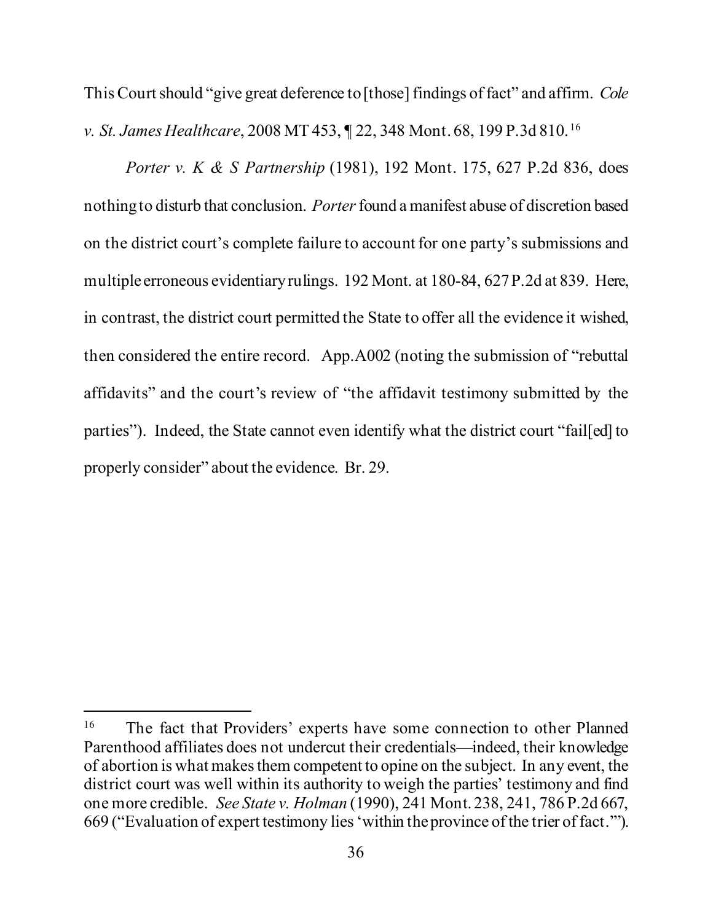This Court should "give great deference to [those] findings of fact" and affirm. *Cole v. St. James Healthcare*, 2008 MT 453, ¶ 22, 348 Mont. 68, 199 P.3d 810.[16]

*Porter v. K & S Partnership* (1981), 192 Mont. 175, 627 P.2d 836, does nothing to disturb that conclusion. *Porter* found a manifest abuse of discretion based on the district court's complete failure to account for one party's submissions and multiple erroneous evidentiary rulings. 192 Mont. at 180-84, 627 P.2d at 839. Here, in contrast, the district court permitted the State to offer all the evidence it wished, then considered the entire record. App.A002 (noting the submission of "rebuttal affidavits" and the court's review of "the affidavit testimony submitted by the parties"). Indeed, the State cannot even identify what the district court "fail[ed] to properly consider" about the evidence. Br. 29.

---

[16] The fact that Providers' experts have some connection to other Planned Parenthood affiliates does not undercut their credentials—indeed, their knowledge of abortion is what makes them competent to opine on the subject. In any event, the district court was well within its authority to weigh the parties' testimony and find one more credible. *See State v. Holman* (1990), 241 Mont. 238, 241, 786 P.2d 667, 669 ("Evaluation of expert testimony lies 'within the province of the trier of fact.'").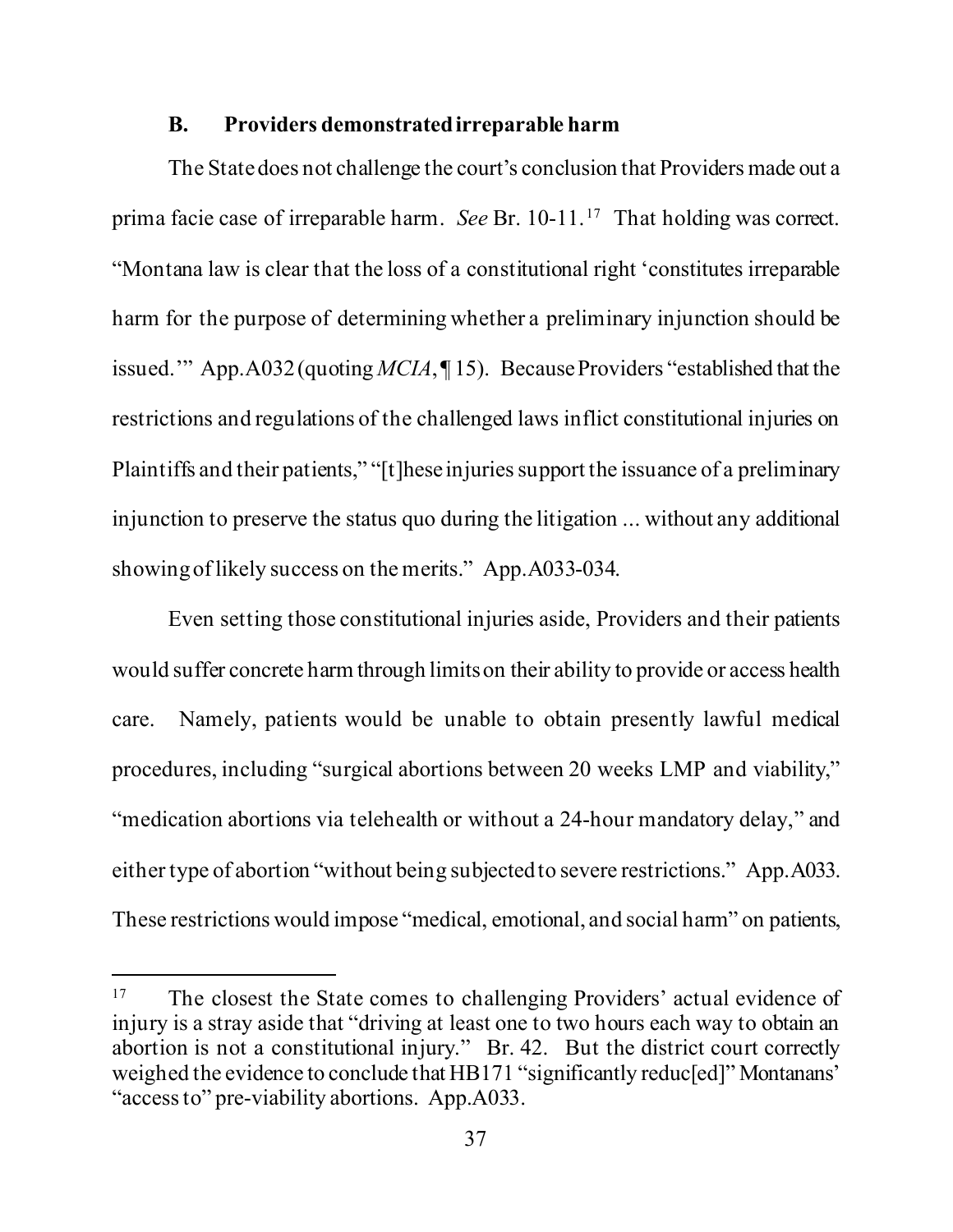### B. Providers demonstrated irreparable harm

The State does not challenge the court's conclusion that Providers made out a prima facie case of irreparable harm. *See* Br. 10-11.[17] That holding was correct. "Montana law is clear that the loss of a constitutional right 'constitutes irreparable harm for the purpose of determining whether a preliminary injunction should be issued.'" App.A032 (quoting *MCIA*, ¶ 15). Because Providers "established that the restrictions and regulations of the challenged laws inflict constitutional injuries on Plaintiffs and their patients," "[t]hese injuries support the issuance of a preliminary injunction to preserve the status quo during the litigation ... without any additional showing of likely success on the merits." App.A033-034.

Even setting those constitutional injuries aside, Providers and their patients would suffer concrete harm through limits on their ability to provide or access health care. Namely, patients would be unable to obtain presently lawful medical procedures, including "surgical abortions between 20 weeks LMP and viability," "medication abortions via telehealth or without a 24-hour mandatory delay," and either type of abortion "without being subjected to severe restrictions." App.A033. These restrictions would impose "medical, emotional, and social harm" on patients,

---

[17] The closest the State comes to challenging Providers' actual evidence of injury is a stray aside that "driving at least one to two hours each way to obtain an abortion is not a constitutional injury." Br. 42. But the district court correctly weighed the evidence to conclude that HB171 "significantly reduc[ed]" Montanans' "access to" pre-viability abortions. App.A033.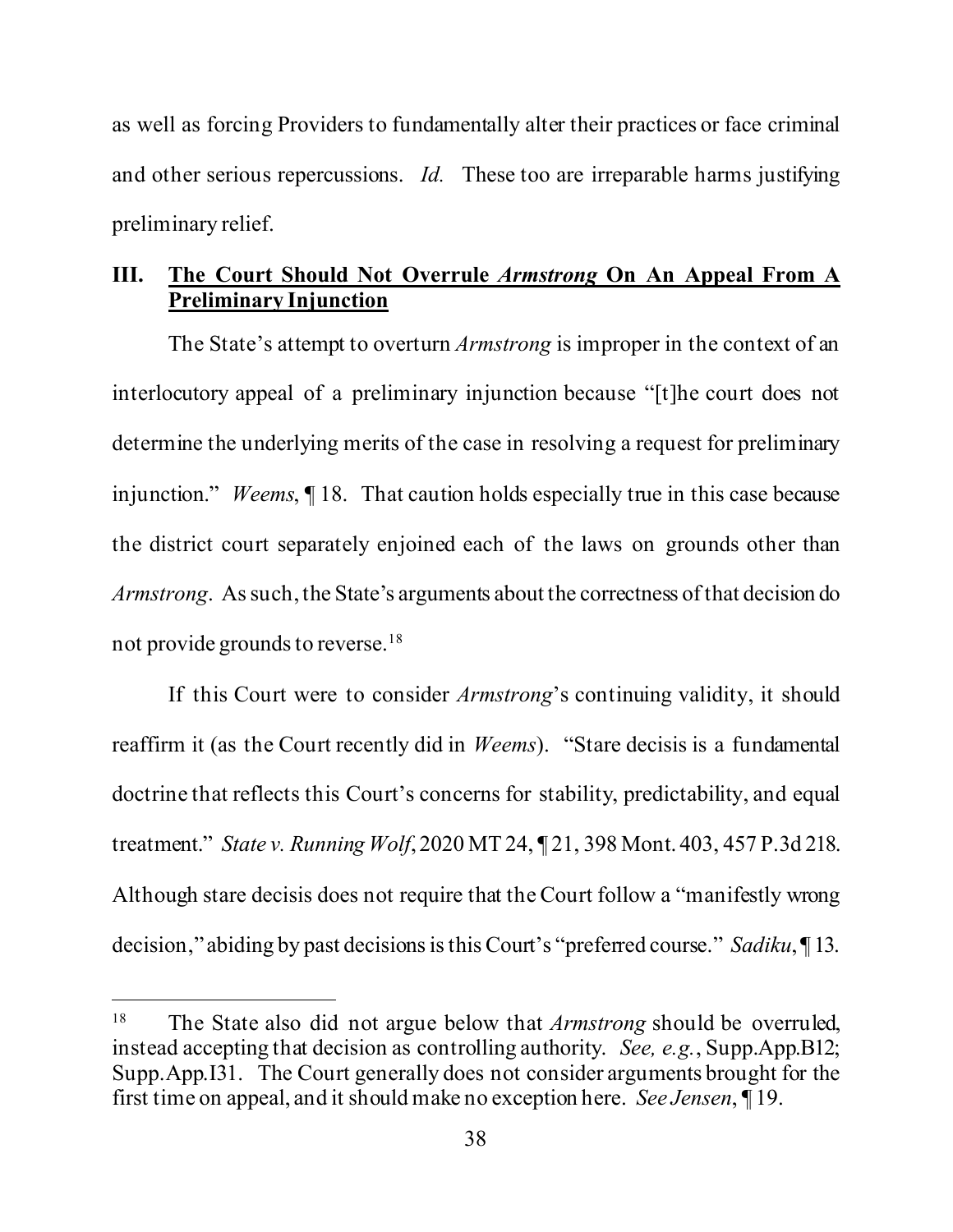as well as forcing Providers to fundamentally alter their practices or face criminal and other serious repercussions. *Id.* These too are irreparable harms justifying preliminary relief.

## III. <u>The Court Should Not Overrule *Armstrong* On An Appeal From A Preliminary Injunction</u>

The State's attempt to overturn *Armstrong* is improper in the context of an interlocutory appeal of a preliminary injunction because "[t]he court does not determine the underlying merits of the case in resolving a request for preliminary injunction." *Weems*, ¶ 18. That caution holds especially true in this case because the district court separately enjoined each of the laws on grounds other than *Armstrong*. As such, the State's arguments about the correctness of that decision do not provide grounds to reverse.[18]

If this Court were to consider *Armstrong*'s continuing validity, it should reaffirm it (as the Court recently did in *Weems*). "Stare decisis is a fundamental doctrine that reflects this Court's concerns for stability, predictability, and equal treatment." *State v. Running Wolf*, 2020 MT 24, ¶ 21, 398 Mont. 403, 457 P.3d 218. Although stare decisis does not require that the Court follow a "manifestly wrong decision," abiding by past decisions is this Court's "preferred course." *Sadiku*, ¶ 13.

---

[18] The State also did not argue below that *Armstrong* should be overruled, instead accepting that decision as controlling authority. *See, e.g.*, Supp.App.B12; Supp.App.I31. The Court generally does not consider arguments brought for the first time on appeal, and it should make no exception here. *See Jensen*, ¶ 19.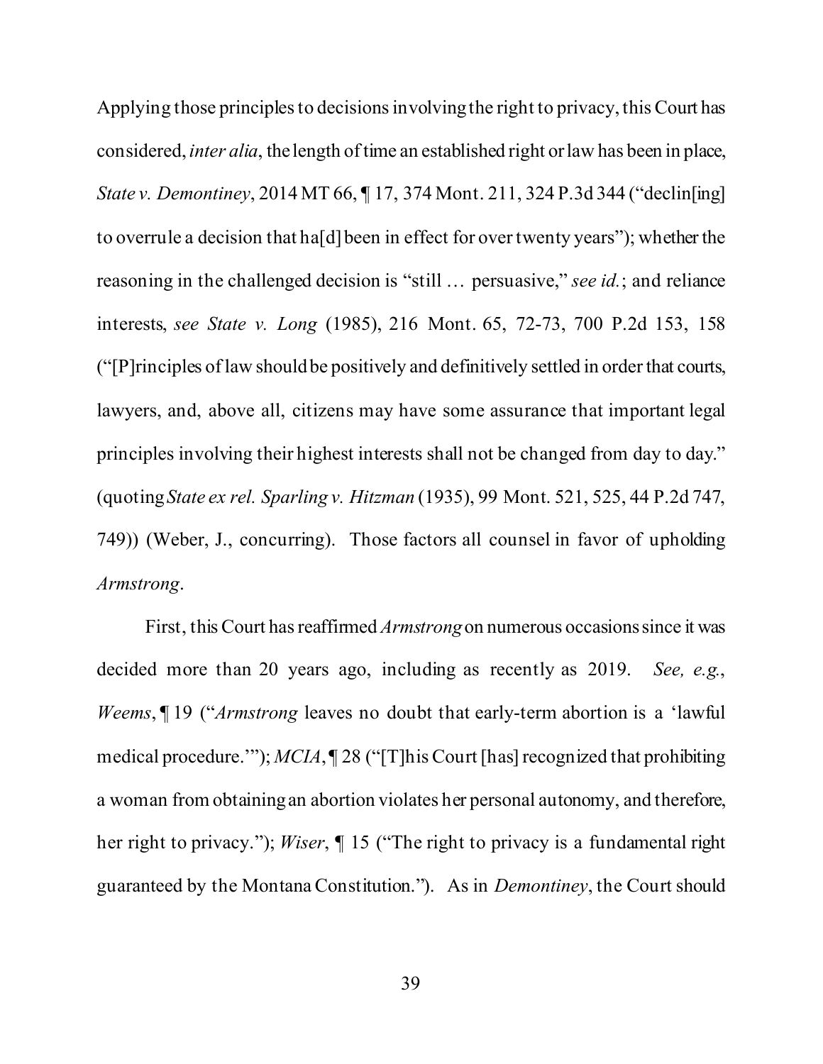Applying those principles to decisions involving the right to privacy, this Court has considered, *inter alia*, the length of time an established right or law has been in place, *State v. Demontiney*, 2014 MT 66, ¶ 17, 374 Mont. 211, 324 P.3d 344 ("declin[ing] to overrule a decision that ha[d] been in effect for over twenty years"); whether the reasoning in the challenged decision is "still … persuasive," *see id.*; and reliance interests, *see State v. Long* (1985), 216 Mont. 65, 72-73, 700 P.2d 153, 158 ("[P]rinciples of law should be positively and definitively settled in order that courts, lawyers, and, above all, citizens may have some assurance that important legal principles involving their highest interests shall not be changed from day to day." (quoting *State ex rel. Sparling v. Hitzman* (1935), 99 Mont. 521, 525, 44 P.2d 747, 749)) (Weber, J., concurring). Those factors all counsel in favor of upholding *Armstrong*.

First, this Court has reaffirmed *Armstrong* on numerous occasions since it was decided more than 20 years ago, including as recently as 2019. *See, e.g.*, *Weems*, ¶ 19 ("*Armstrong* leaves no doubt that early-term abortion is a 'lawful medical procedure.'"); *MCIA*, ¶ 28 ("[T]his Court [has] recognized that prohibiting a woman from obtaining an abortion violates her personal autonomy, and therefore, her right to privacy."); *Wiser*, ¶ 15 ("The right to privacy is a fundamental right guaranteed by the Montana Constitution."). As in *Demontiney*, the Court should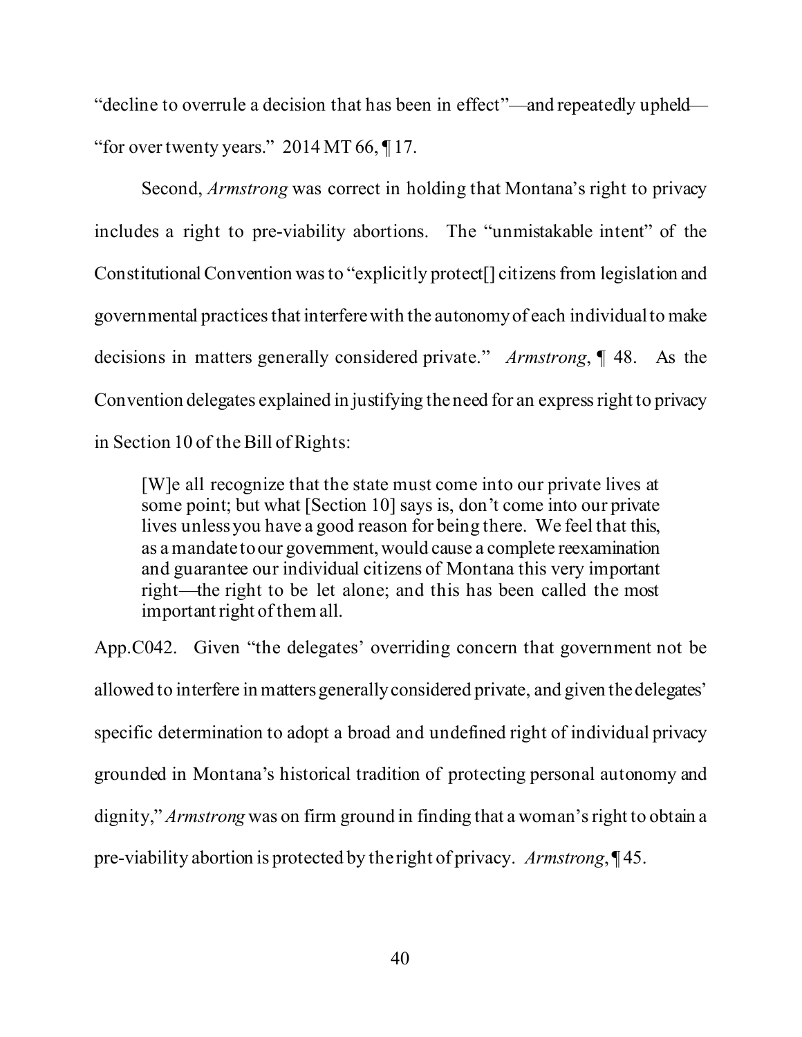"decline to overrule a decision that has been in effect"—and repeatedly upheld—"for over twenty years." 2014 MT 66, ¶ 17.

Second, *Armstrong* was correct in holding that Montana's right to privacy includes a right to pre-viability abortions. The "unmistakable intent" of the Constitutional Convention was to "explicitly protect[] citizens from legislation and governmental practices that interfere with the autonomy of each individual to make decisions in matters generally considered private." *Armstrong*, ¶ 48. As the Convention delegates explained in justifying the need for an express right to privacy in Section 10 of the Bill of Rights:

> [W]e all recognize that the state must come into our private lives at some point; but what [Section 10] says is, don't come into our private lives unless you have a good reason for being there. We feel that this, as a mandate to our government, would cause a complete reexamination and guarantee our individual citizens of Montana this very important right—the right to be let alone; and this has been called the most important right of them all.

App.C042. Given "the delegates' overriding concern that government not be allowed to interfere in matters generally considered private, and given the delegates' specific determination to adopt a broad and undefined right of individual privacy grounded in Montana's historical tradition of protecting personal autonomy and dignity," *Armstrong* was on firm ground in finding that a woman's right to obtain a pre-viability abortion is protected by the right of privacy. *Armstrong*, ¶ 45.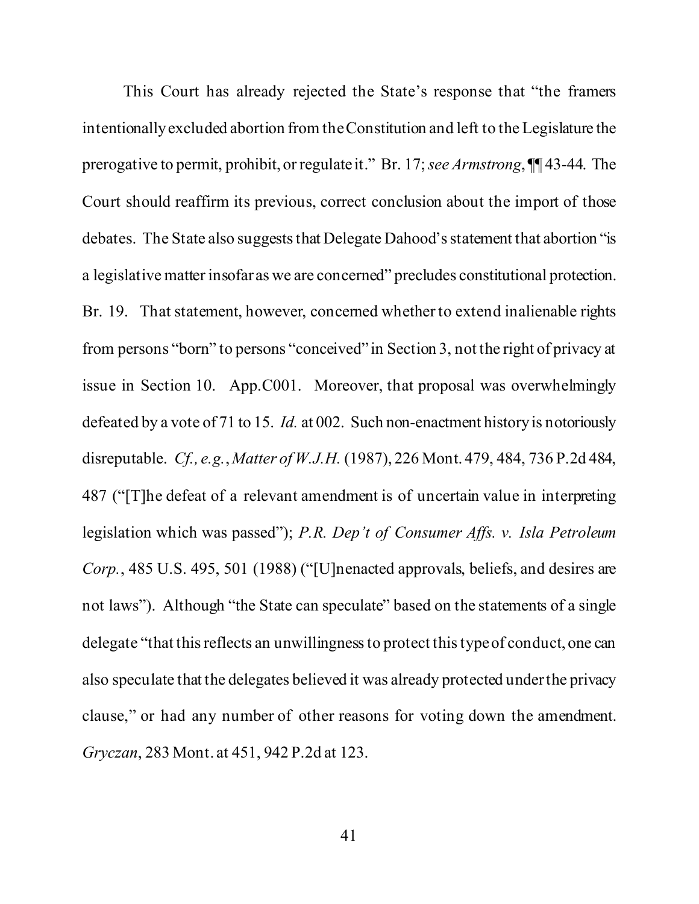This Court has already rejected the State's response that "the framers intentionally excluded abortion from the Constitution and left to the Legislature the prerogative to permit, prohibit, or regulate it." Br. 17; *see Armstrong*, ¶¶ 43-44. The Court should reaffirm its previous, correct conclusion about the import of those debates. The State also suggests that Delegate Dahood's statement that abortion "is a legislative matter insofar as we are concerned" precludes constitutional protection. Br. 19. That statement, however, concerned whether to extend inalienable rights from persons "born" to persons "conceived" in Section 3, not the right of privacy at issue in Section 10. App.C001. Moreover, that proposal was overwhelmingly defeated by a vote of 71 to 15. *Id.* at 002. Such non-enactment history is notoriously disreputable. *Cf., e.g.*, *Matter of W.J.H.* (1987), 226 Mont. 479, 484, 736 P.2d 484, 487 ("[T]he defeat of a relevant amendment is of uncertain value in interpreting legislation which was passed"); *P.R. Dep't of Consumer Affs. v. Isla Petroleum Corp.*, 485 U.S. 495, 501 (1988) ("[U]nenacted approvals, beliefs, and desires are not laws"). Although "the State can speculate" based on the statements of a single delegate "that this reflects an unwillingness to protect this type of conduct, one can also speculate that the delegates believed it was already protected under the privacy clause," or had any number of other reasons for voting down the amendment. *Gryczan*, 283 Mont. at 451, 942 P.2d at 123.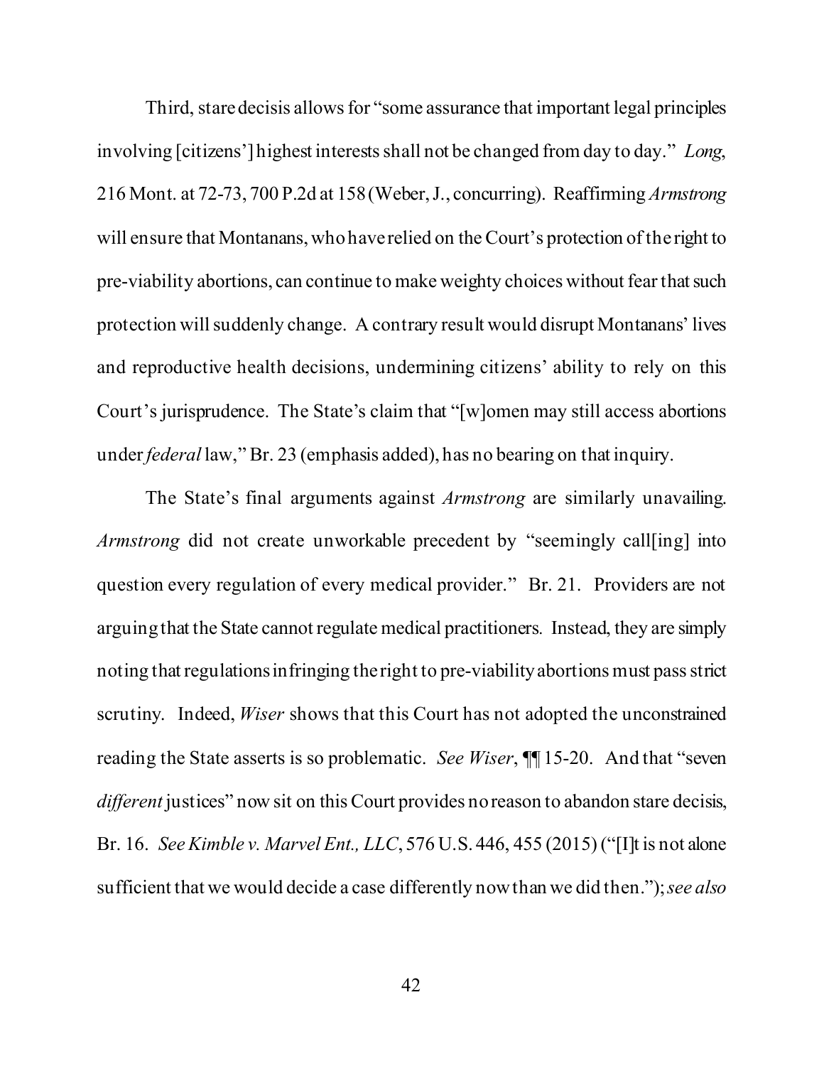Third, stare decisis allows for "some assurance that important legal principles involving [citizens'] highest interests shall not be changed from day to day." *Long*, 216 Mont. at 72-73, 700 P.2d at 158 (Weber, J., concurring). Reaffirming *Armstrong* will ensure that Montanans, who have relied on the Court's protection of the right to pre-viability abortions, can continue to make weighty choices without fear that such protection will suddenly change. A contrary result would disrupt Montanans' lives and reproductive health decisions, undermining citizens' ability to rely on this Court's jurisprudence. The State's claim that "[w]omen may still access abortions under *federal* law," Br. 23 (emphasis added), has no bearing on that inquiry.

The State's final arguments against *Armstrong* are similarly unavailing. *Armstrong* did not create unworkable precedent by "seemingly call[ing] into question every regulation of every medical provider." Br. 21. Providers are not arguing that the State cannot regulate medical practitioners. Instead, they are simply noting that regulations infringing the right to pre-viability abortions must pass strict scrutiny. Indeed, *Wiser* shows that this Court has not adopted the unconstrained reading the State asserts is so problematic. *See Wiser*, ¶¶ 15-20. And that "seven *different* justices" now sit on this Court provides no reason to abandon stare decisis, Br. 16. *See Kimble v. Marvel Ent., LLC*, 576 U.S. 446, 455 (2015) ("[I]t is not alone sufficient that we would decide a case differently now than we did then."); *see also*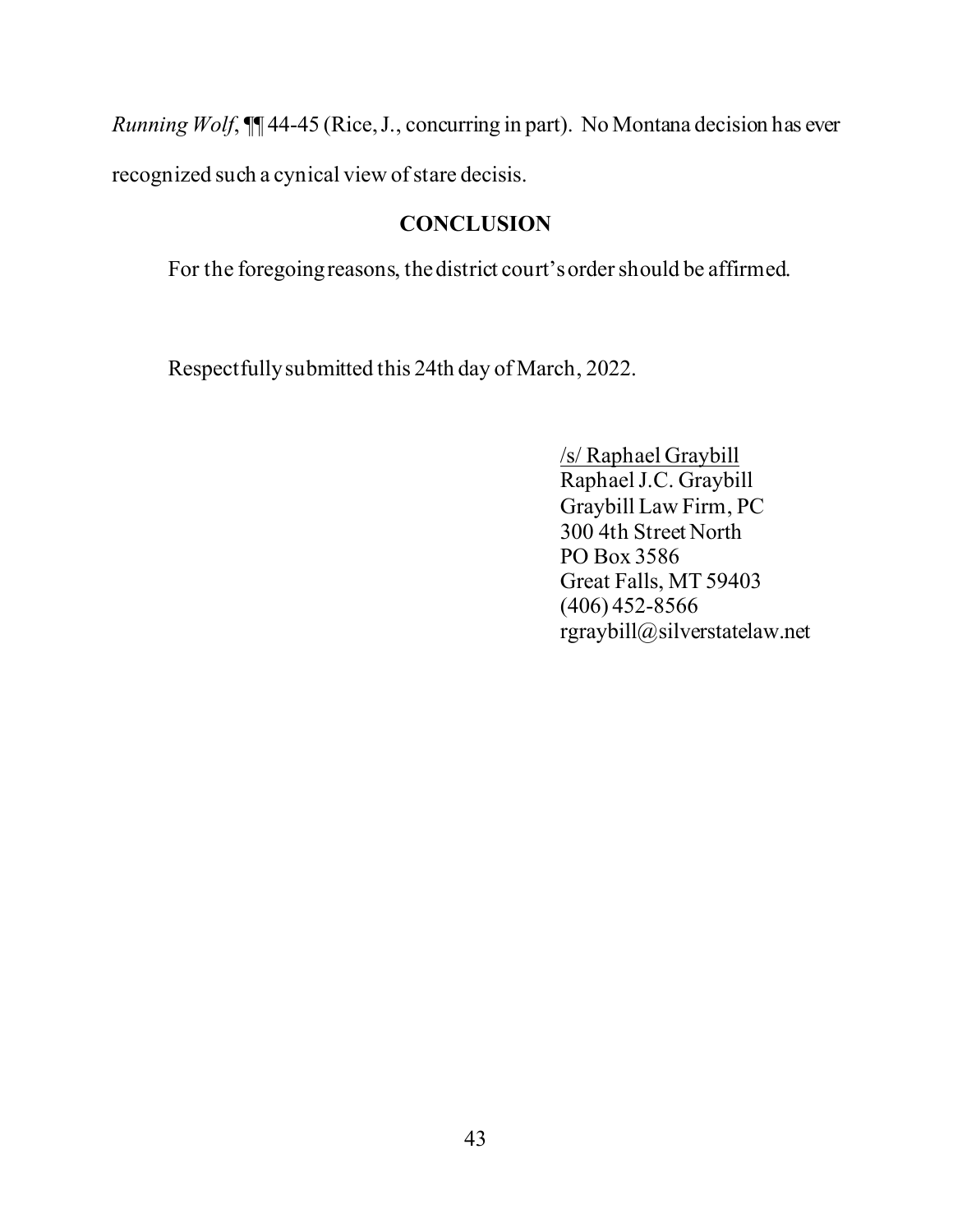*Running Wolf*, ¶¶ 44-45 (Rice, J., concurring in part). No Montana decision has ever recognized such a cynical view of stare decisis.

## CONCLUSION

For the foregoing reasons, the district court's order should be affirmed.

Respectfully submitted this 24th day of March, 2022.

/s/ Raphael Graybill
Raphael J.C. Graybill
Graybill Law Firm, PC
300 4th Street North
PO Box 3586
Great Falls, MT 59403
(406) 452-8566
rgraybill@silverstatelaw.net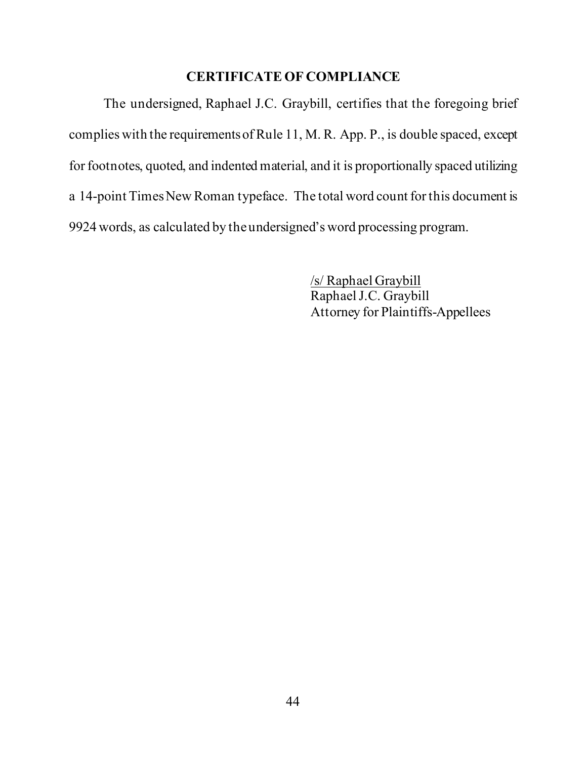## CERTIFICATE OF COMPLIANCE

The undersigned, Raphael J.C. Graybill, certifies that the foregoing brief complies with the requirements of Rule 11, M. R. App. P., is double spaced, except for footnotes, quoted, and indented material, and it is proportionally spaced utilizing a 14-point Times New Roman typeface. The total word count for this document is 9924 words, as calculated by the undersigned's word processing program.

/s/ Raphael Graybill
Raphael J.C. Graybill
Attorney for Plaintiffs-Appellees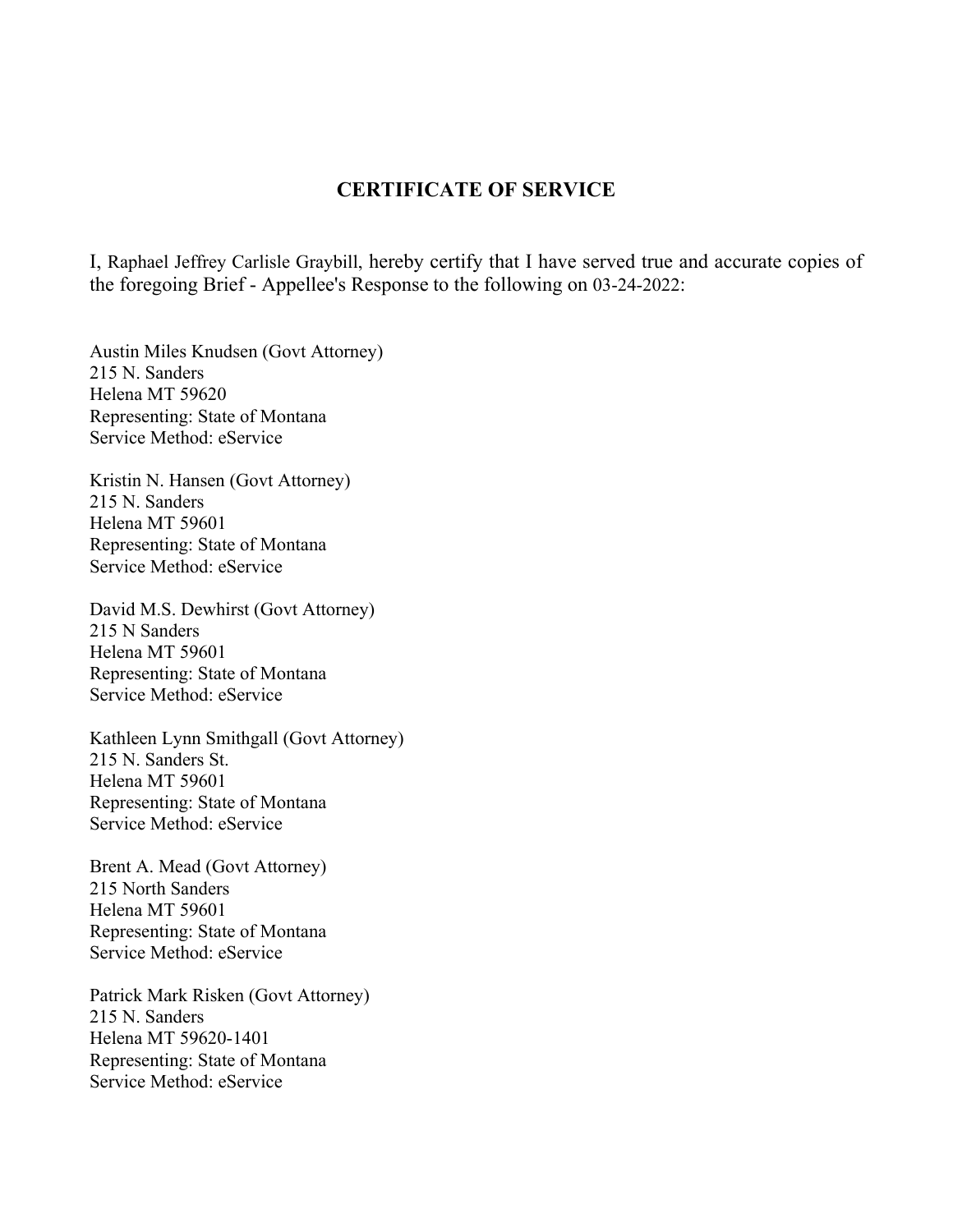## CERTIFICATE OF SERVICE

I, Raphael Jeffrey Carlisle Graybill, hereby certify that I have served true and accurate copies of the foregoing Brief - Appellee's Response to the following on 03-24-2022:

Austin Miles Knudsen (Govt Attorney)
215 N. Sanders
Helena MT 59620
Representing: State of Montana
Service Method: eService

Kristin N. Hansen (Govt Attorney)
215 N. Sanders
Helena MT 59601
Representing: State of Montana
Service Method: eService

David M.S. Dewhirst (Govt Attorney)
215 N Sanders
Helena MT 59601
Representing: State of Montana
Service Method: eService

Kathleen Lynn Smithgall (Govt Attorney)
215 N. Sanders St.
Helena MT 59601
Representing: State of Montana
Service Method: eService

Brent A. Mead (Govt Attorney)
215 North Sanders
Helena MT 59601
Representing: State of Montana
Service Method: eService

Patrick Mark Risken (Govt Attorney)
215 N. Sanders
Helena MT 59620-1401
Representing: State of Montana
Service Method: eService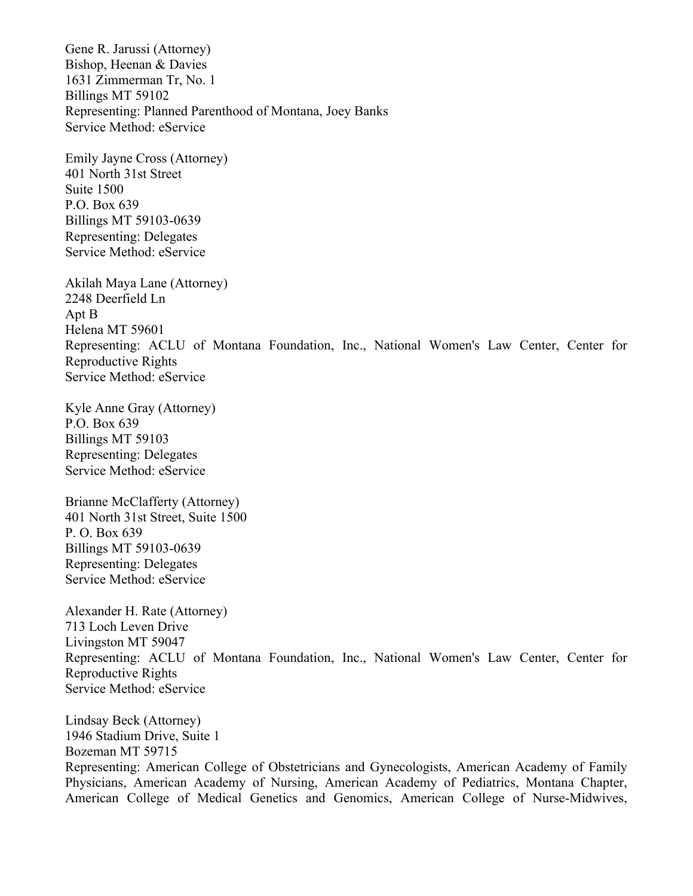Gene R. Jarussi (Attorney)
Bishop, Heenan & Davies
1631 Zimmerman Tr, No. 1
Billings MT 59102
Representing: Planned Parenthood of Montana, Joey Banks
Service Method: eService

Emily Jayne Cross (Attorney)
401 North 31st Street
Suite 1500
P.O. Box 639
Billings MT 59103-0639
Representing: Delegates
Service Method: eService

Akilah Maya Lane (Attorney)
2248 Deerfield Ln
Apt B
Helena MT 59601
Representing: ACLU of Montana Foundation, Inc., National Women's Law Center, Center for Reproductive Rights
Service Method: eService

Kyle Anne Gray (Attorney)
P.O. Box 639
Billings MT 59103
Representing: Delegates
Service Method: eService

Brianne McClafferty (Attorney)
401 North 31st Street, Suite 1500
P. O. Box 639
Billings MT 59103-0639
Representing: Delegates
Service Method: eService

Alexander H. Rate (Attorney)
713 Loch Leven Drive
Livingston MT 59047
Representing: ACLU of Montana Foundation, Inc., National Women's Law Center, Center for Reproductive Rights
Service Method: eService

Lindsay Beck (Attorney)
1946 Stadium Drive, Suite 1
Bozeman MT 59715
Representing: American College of Obstetricians and Gynecologists, American Academy of Family Physicians, American Academy of Nursing, American Academy of Pediatrics, Montana Chapter, American College of Medical Genetics and Genomics, American College of Nurse-Midwives,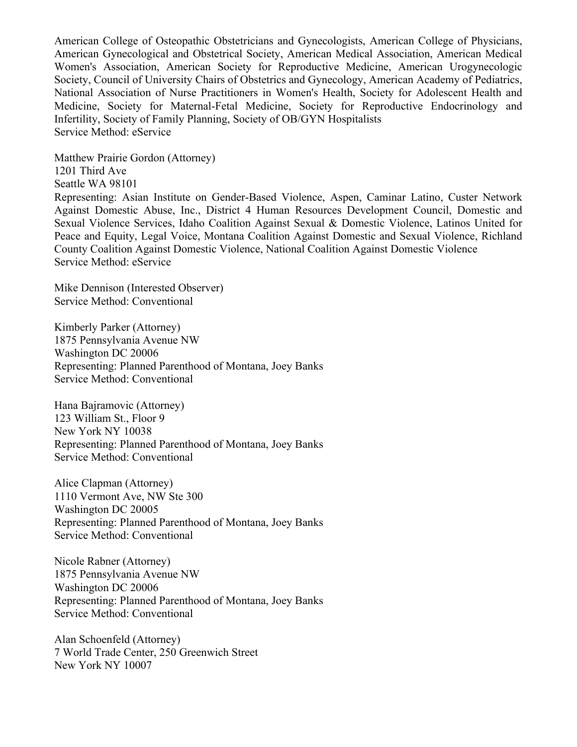American College of Osteopathic Obstetricians and Gynecologists, American College of Physicians, American Gynecological and Obstetrical Society, American Medical Association, American Medical Women's Association, American Society for Reproductive Medicine, American Urogynecologic Society, Council of University Chairs of Obstetrics and Gynecology, American Academy of Pediatrics, National Association of Nurse Practitioners in Women's Health, Society for Adolescent Health and Medicine, Society for Maternal-Fetal Medicine, Society for Reproductive Endocrinology and Infertility, Society of Family Planning, Society of OB/GYN Hospitalists
Service Method: eService

Matthew Prairie Gordon (Attorney)
1201 Third Ave
Seattle WA 98101
Representing: Asian Institute on Gender-Based Violence, Aspen, Caminar Latino, Custer Network Against Domestic Abuse, Inc., District 4 Human Resources Development Council, Domestic and Sexual Violence Services, Idaho Coalition Against Sexual & Domestic Violence, Latinos United for Peace and Equity, Legal Voice, Montana Coalition Against Domestic and Sexual Violence, Richland County Coalition Against Domestic Violence, National Coalition Against Domestic Violence
Service Method: eService

Mike Dennison (Interested Observer)
Service Method: Conventional

Kimberly Parker (Attorney)
1875 Pennsylvania Avenue NW
Washington DC 20006
Representing: Planned Parenthood of Montana, Joey Banks
Service Method: Conventional

Hana Bajramovic (Attorney)
123 William St., Floor 9
New York NY 10038
Representing: Planned Parenthood of Montana, Joey Banks
Service Method: Conventional

Alice Clapman (Attorney)
1110 Vermont Ave, NW Ste 300
Washington DC 20005
Representing: Planned Parenthood of Montana, Joey Banks
Service Method: Conventional

Nicole Rabner (Attorney)
1875 Pennsylvania Avenue NW
Washington DC 20006
Representing: Planned Parenthood of Montana, Joey Banks
Service Method: Conventional

Alan Schoenfeld (Attorney)
7 World Trade Center, 250 Greenwich Street
New York NY 10007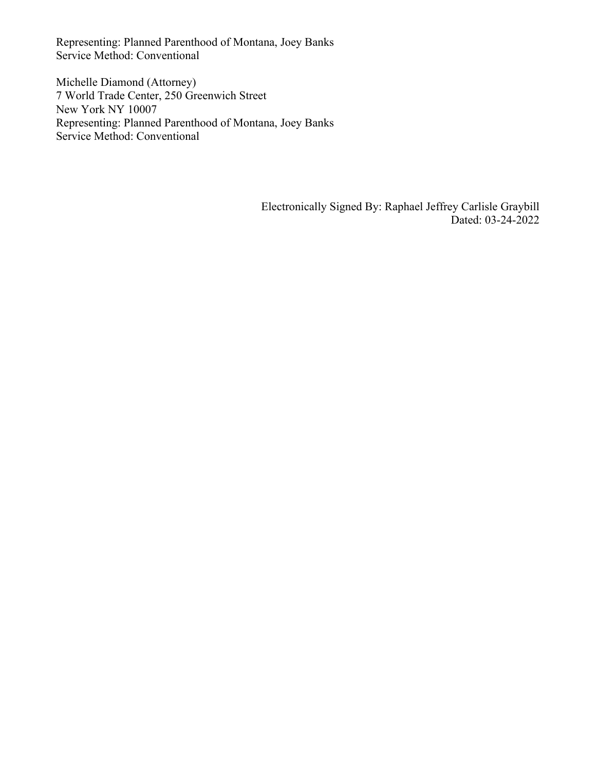Representing: Planned Parenthood of Montana, Joey Banks
Service Method: Conventional

Michelle Diamond (Attorney)
7 World Trade Center, 250 Greenwich Street
New York NY 10007
Representing: Planned Parenthood of Montana, Joey Banks
Service Method: Conventional

Electronically Signed By: Raphael Jeffrey Carlisle Graybill
Dated: 03-24-2022